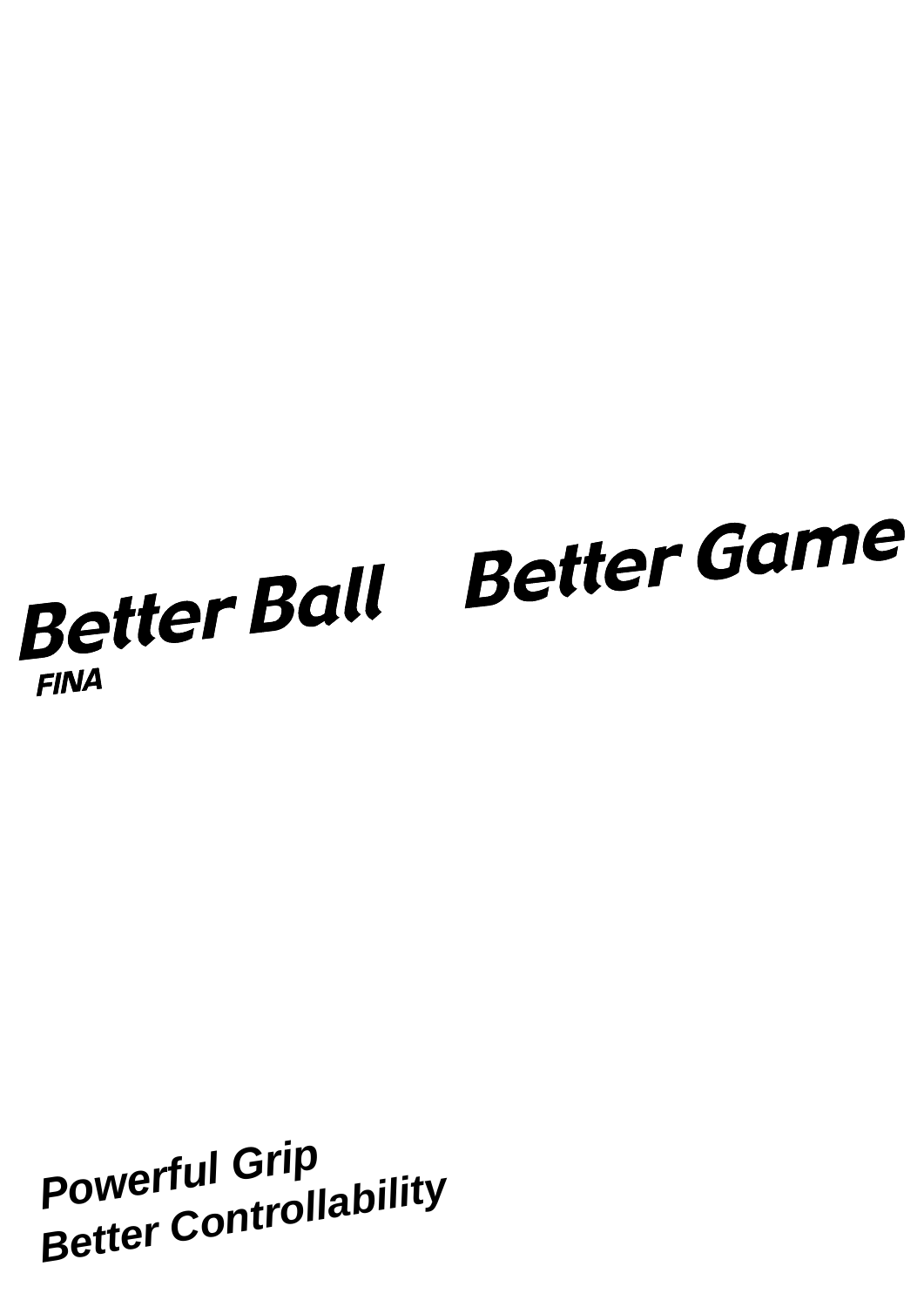# Better Ball Better Game

FINA

Powerful Grip
Better Controllability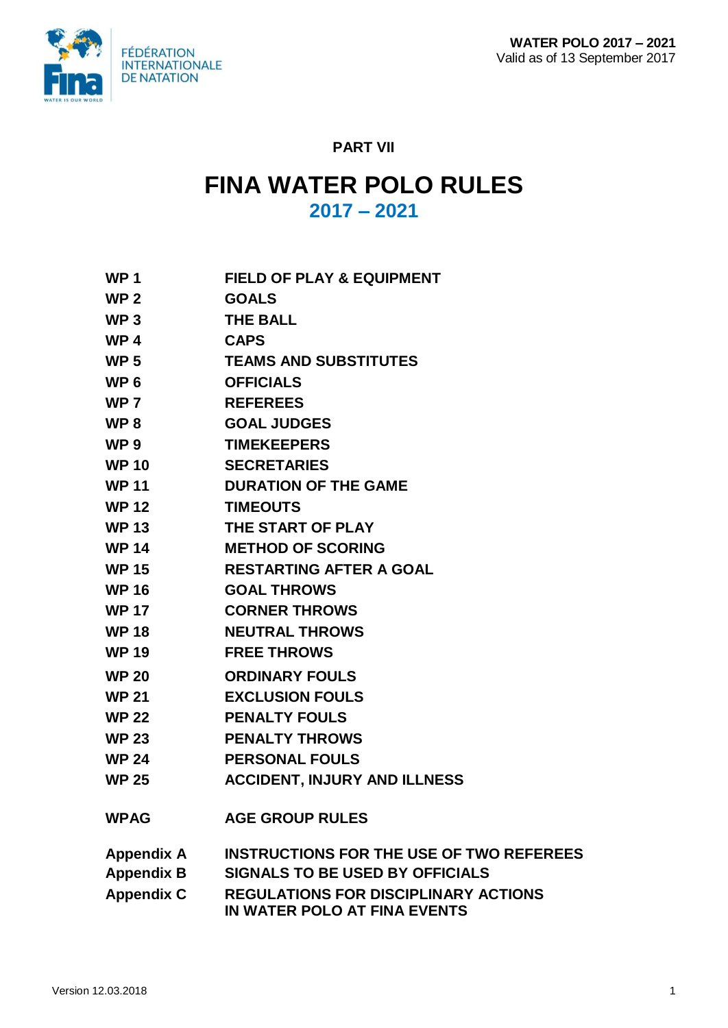PART VII

# FINA WATER POLO RULES

## 2017 – 2021

| | |
|---|---|
| **WP 1** | **FIELD OF PLAY & EQUIPMENT** |
| **WP 2** | **GOALS** |
| **WP 3** | **THE BALL** |
| **WP 4** | **CAPS** |
| **WP 5** | **TEAMS AND SUBSTITUTES** |
| **WP 6** | **OFFICIALS** |
| **WP 7** | **REFEREES** |
| **WP 8** | **GOAL JUDGES** |
| **WP 9** | **TIMEKEEPERS** |
| **WP 10** | **SECRETARIES** |
| **WP 11** | **DURATION OF THE GAME** |
| **WP 12** | **TIMEOUTS** |
| **WP 13** | **THE START OF PLAY** |
| **WP 14** | **METHOD OF SCORING** |
| **WP 15** | **RESTARTING AFTER A GOAL** |
| **WP 16** | **GOAL THROWS** |
| **WP 17** | **CORNER THROWS** |
| **WP 18** | **NEUTRAL THROWS** |
| **WP 19** | **FREE THROWS** |
| **WP 20** | **ORDINARY FOULS** |
| **WP 21** | **EXCLUSION FOULS** |
| **WP 22** | **PENALTY FOULS** |
| **WP 23** | **PENALTY THROWS** |
| **WP 24** | **PERSONAL FOULS** |
| **WP 25** | **ACCIDENT, INJURY AND ILLNESS** |
| **WPAG** | **AGE GROUP RULES** |
| **Appendix A** | **INSTRUCTIONS FOR THE USE OF TWO REFEREES** |
| **Appendix B** | **SIGNALS TO BE USED BY OFFICIALS** |
| **Appendix C** | **REGULATIONS FOR DISCIPLINARY ACTIONS IN WATER POLO AT FINA EVENTS** |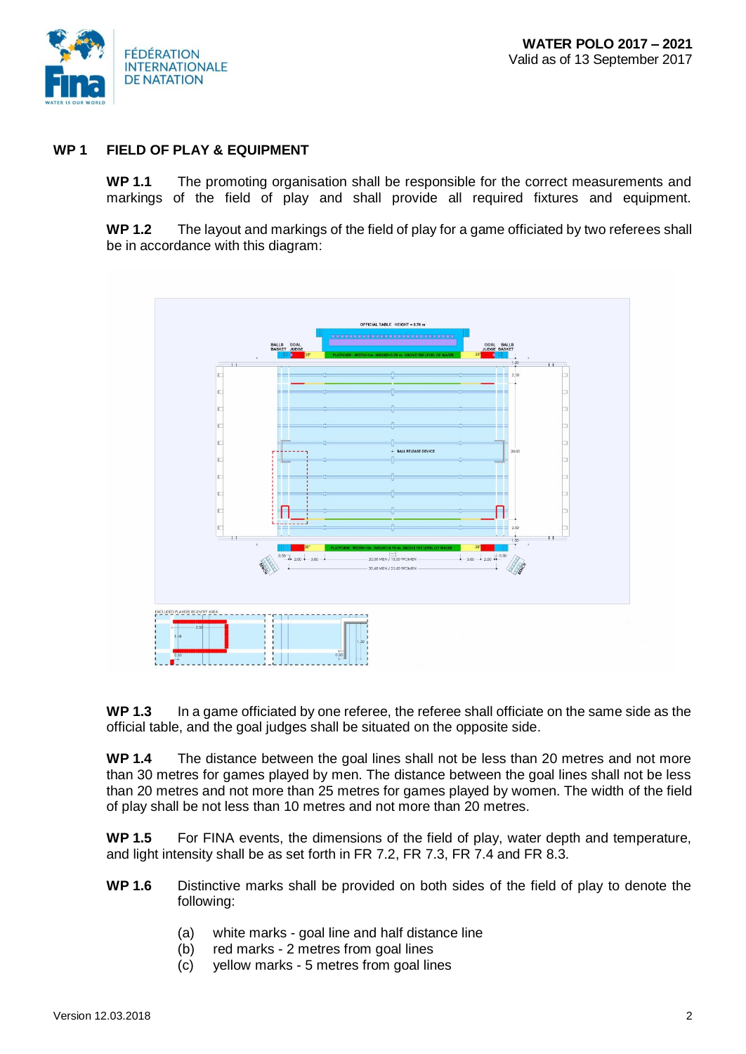## WP 1 FIELD OF PLAY & EQUIPMENT

**WP 1.1** The promoting organisation shall be responsible for the correct measurements and markings of the field of play and shall provide all required fixtures and equipment.

**WP 1.2** The layout and markings of the field of play for a game officiated by two referees shall be in accordance with this diagram:

**WP 1.3** In a game officiated by one referee, the referee shall officiate on the same side as the official table, and the goal judges shall be situated on the opposite side.

**WP 1.4** The distance between the goal lines shall not be less than 20 metres and not more than 30 metres for games played by men. The distance between the goal lines shall not be less than 20 metres and not more than 25 metres for games played by women. The width of the field of play shall be not less than 10 metres and not more than 20 metres.

**WP 1.5** For FINA events, the dimensions of the field of play, water depth and temperature, and light intensity shall be as set forth in FR 7.2, FR 7.3, FR 7.4 and FR 8.3.

**WP 1.6** Distinctive marks shall be provided on both sides of the field of play to denote the following:

(a) white marks - goal line and half distance line
(b) red marks - 2 metres from goal lines
(c) yellow marks - 5 metres from goal lines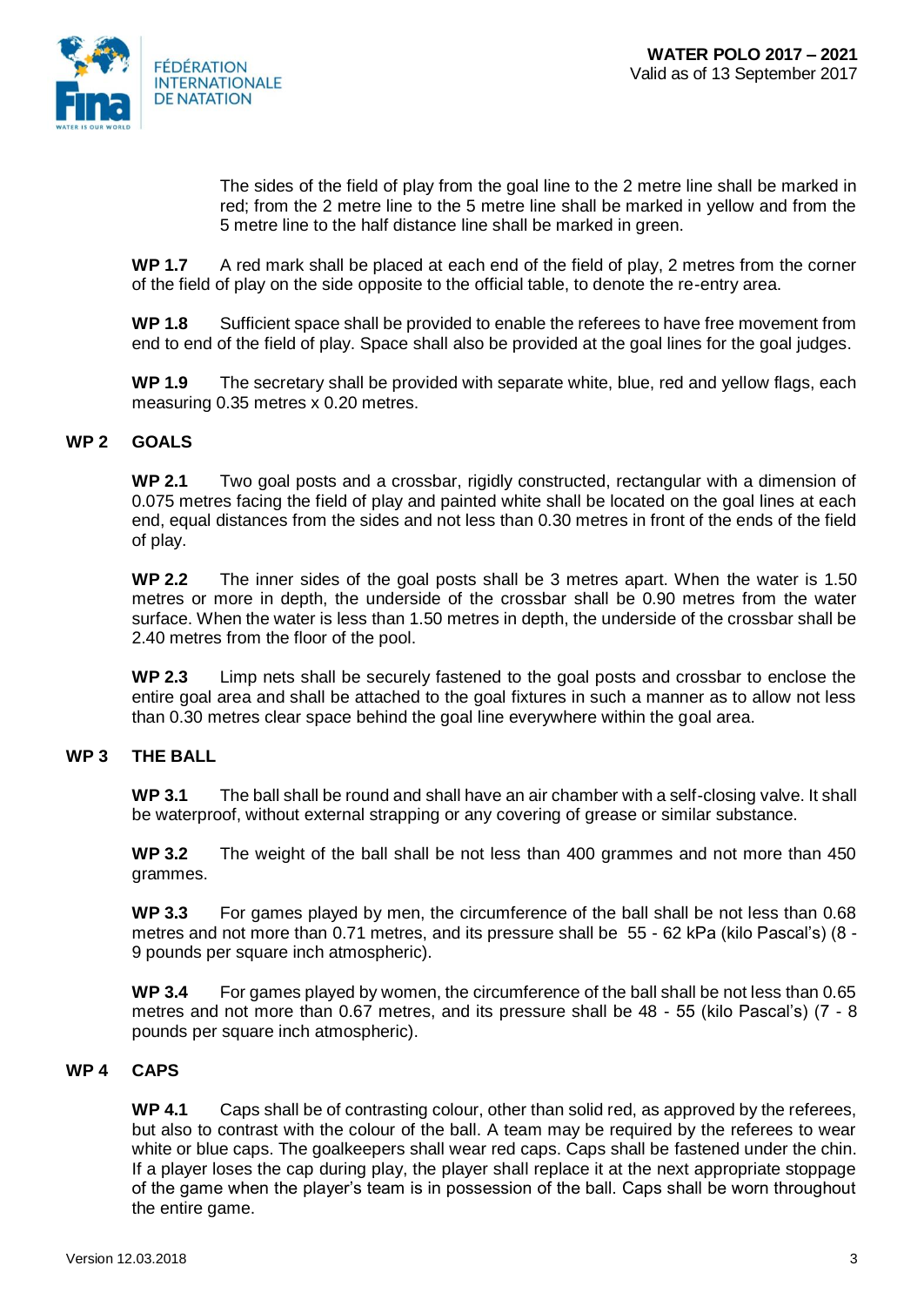The sides of the field of play from the goal line to the 2 metre line shall be marked in red; from the 2 metre line to the 5 metre line shall be marked in yellow and from the 5 metre line to the half distance line shall be marked in green.

**WP 1.7** A red mark shall be placed at each end of the field of play, 2 metres from the corner of the field of play on the side opposite to the official table, to denote the re-entry area.

**WP 1.8** Sufficient space shall be provided to enable the referees to have free movement from end to end of the field of play. Space shall also be provided at the goal lines for the goal judges.

**WP 1.9** The secretary shall be provided with separate white, blue, red and yellow flags, each measuring 0.35 metres x 0.20 metres.

## WP 2 GOALS

**WP 2.1** Two goal posts and a crossbar, rigidly constructed, rectangular with a dimension of 0.075 metres facing the field of play and painted white shall be located on the goal lines at each end, equal distances from the sides and not less than 0.30 metres in front of the ends of the field of play.

**WP 2.2** The inner sides of the goal posts shall be 3 metres apart. When the water is 1.50 metres or more in depth, the underside of the crossbar shall be 0.90 metres from the water surface. When the water is less than 1.50 metres in depth, the underside of the crossbar shall be 2.40 metres from the floor of the pool.

**WP 2.3** Limp nets shall be securely fastened to the goal posts and crossbar to enclose the entire goal area and shall be attached to the goal fixtures in such a manner as to allow not less than 0.30 metres clear space behind the goal line everywhere within the goal area.

## WP 3 THE BALL

**WP 3.1** The ball shall be round and shall have an air chamber with a self-closing valve. It shall be waterproof, without external strapping or any covering of grease or similar substance.

**WP 3.2** The weight of the ball shall be not less than 400 grammes and not more than 450 grammes.

**WP 3.3** For games played by men, the circumference of the ball shall be not less than 0.68 metres and not more than 0.71 metres, and its pressure shall be 55 - 62 kPa (kilo Pascal's) (8 - 9 pounds per square inch atmospheric).

**WP 3.4** For games played by women, the circumference of the ball shall be not less than 0.65 metres and not more than 0.67 metres, and its pressure shall be 48 - 55 (kilo Pascal's) (7 - 8 pounds per square inch atmospheric).

## WP 4 CAPS

**WP 4.1** Caps shall be of contrasting colour, other than solid red, as approved by the referees, but also to contrast with the colour of the ball. A team may be required by the referees to wear white or blue caps. The goalkeepers shall wear red caps. Caps shall be fastened under the chin. If a player loses the cap during play, the player shall replace it at the next appropriate stoppage of the game when the player's team is in possession of the ball. Caps shall be worn throughout the entire game.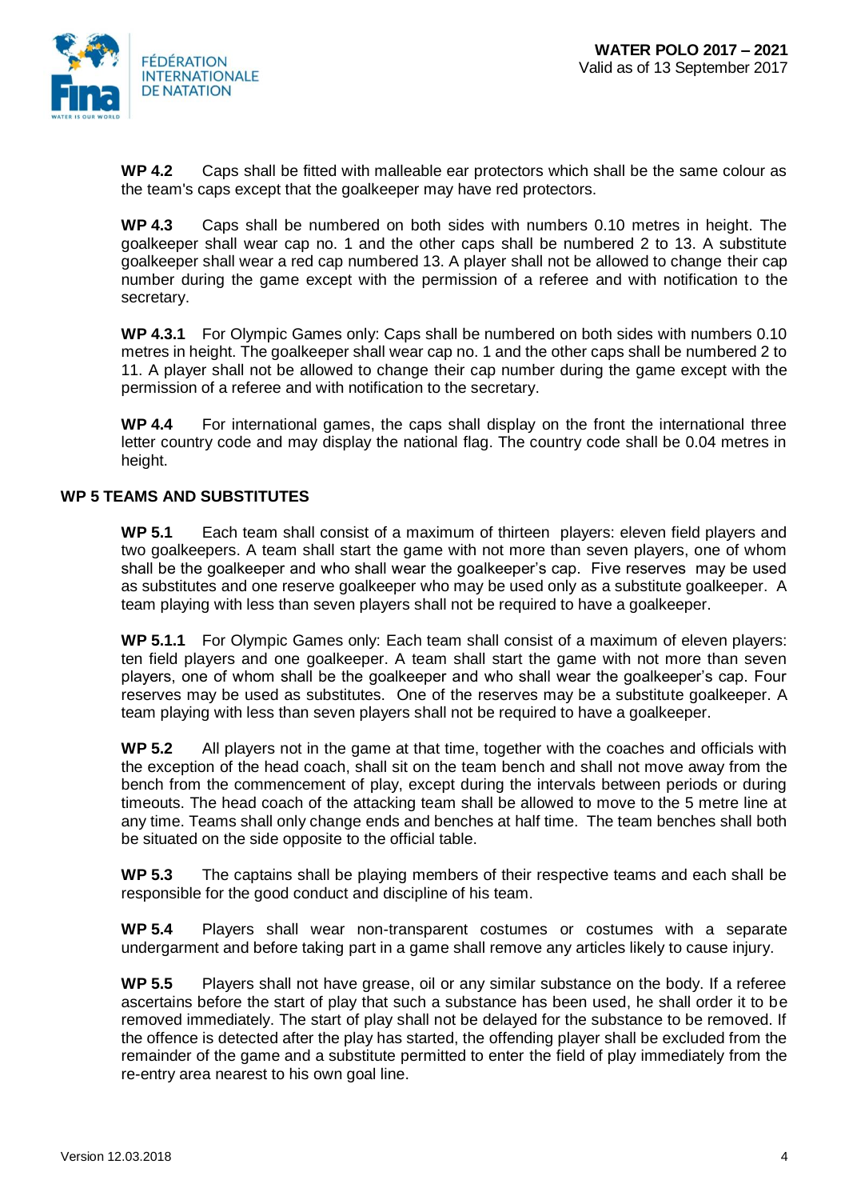**WP 4.2** Caps shall be fitted with malleable ear protectors which shall be the same colour as the team's caps except that the goalkeeper may have red protectors.

**WP 4.3** Caps shall be numbered on both sides with numbers 0.10 metres in height. The goalkeeper shall wear cap no. 1 and the other caps shall be numbered 2 to 13. A substitute goalkeeper shall wear a red cap numbered 13. A player shall not be allowed to change their cap number during the game except with the permission of a referee and with notification to the secretary.

**WP 4.3.1** For Olympic Games only: Caps shall be numbered on both sides with numbers 0.10 metres in height. The goalkeeper shall wear cap no. 1 and the other caps shall be numbered 2 to 11. A player shall not be allowed to change their cap number during the game except with the permission of a referee and with notification to the secretary.

**WP 4.4** For international games, the caps shall display on the front the international three letter country code and may display the national flag. The country code shall be 0.04 metres in height.

## WP 5 TEAMS AND SUBSTITUTES

**WP 5.1** Each team shall consist of a maximum of thirteen players: eleven field players and two goalkeepers. A team shall start the game with not more than seven players, one of whom shall be the goalkeeper and who shall wear the goalkeeper's cap. Five reserves may be used as substitutes and one reserve goalkeeper who may be used only as a substitute goalkeeper. A team playing with less than seven players shall not be required to have a goalkeeper.

**WP 5.1.1** For Olympic Games only: Each team shall consist of a maximum of eleven players: ten field players and one goalkeeper. A team shall start the game with not more than seven players, one of whom shall be the goalkeeper and who shall wear the goalkeeper's cap. Four reserves may be used as substitutes. One of the reserves may be a substitute goalkeeper. A team playing with less than seven players shall not be required to have a goalkeeper.

**WP 5.2** All players not in the game at that time, together with the coaches and officials with the exception of the head coach, shall sit on the team bench and shall not move away from the bench from the commencement of play, except during the intervals between periods or during timeouts. The head coach of the attacking team shall be allowed to move to the 5 metre line at any time. Teams shall only change ends and benches at half time. The team benches shall both be situated on the side opposite to the official table.

**WP 5.3** The captains shall be playing members of their respective teams and each shall be responsible for the good conduct and discipline of his team.

**WP 5.4** Players shall wear non-transparent costumes or costumes with a separate undergarment and before taking part in a game shall remove any articles likely to cause injury.

**WP 5.5** Players shall not have grease, oil or any similar substance on the body. If a referee ascertains before the start of play that such a substance has been used, he shall order it to be removed immediately. The start of play shall not be delayed for the substance to be removed. If the offence is detected after the play has started, the offending player shall be excluded from the remainder of the game and a substitute permitted to enter the field of play immediately from the re-entry area nearest to his own goal line.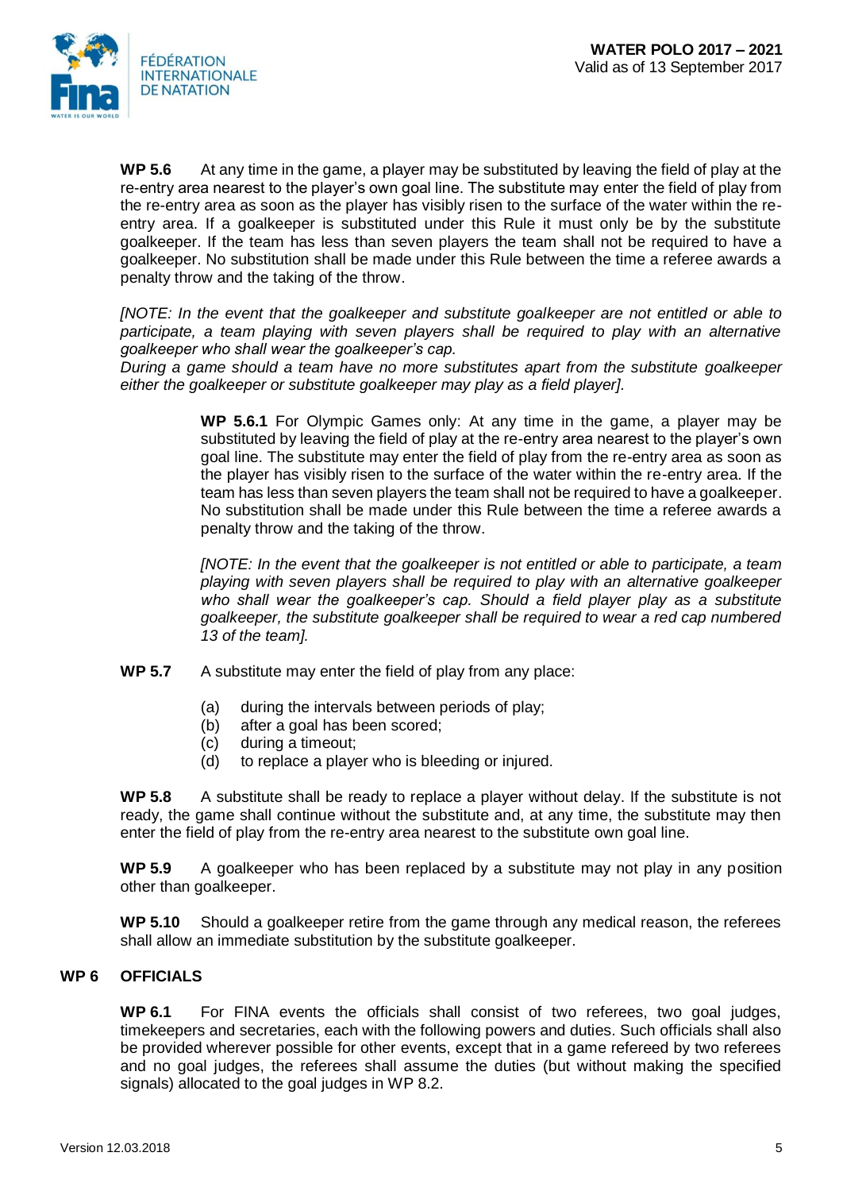**WP 5.6** At any time in the game, a player may be substituted by leaving the field of play at the re-entry area nearest to the player's own goal line. The substitute may enter the field of play from the re-entry area as soon as the player has visibly risen to the surface of the water within the re-entry area. If a goalkeeper is substituted under this Rule it must only be by the substitute goalkeeper. If the team has less than seven players the team shall not be required to have a goalkeeper. No substitution shall be made under this Rule between the time a referee awards a penalty throw and the taking of the throw.

*[NOTE: In the event that the goalkeeper and substitute goalkeeper are not entitled or able to participate, a team playing with seven players shall be required to play with an alternative goalkeeper who shall wear the goalkeeper's cap.*
*During a game should a team have no more substitutes apart from the substitute goalkeeper either the goalkeeper or substitute goalkeeper may play as a field player].*

> **WP 5.6.1** For Olympic Games only: At any time in the game, a player may be substituted by leaving the field of play at the re-entry area nearest to the player's own goal line. The substitute may enter the field of play from the re-entry area as soon as the player has visibly risen to the surface of the water within the re-entry area. If the team has less than seven players the team shall not be required to have a goalkeeper. No substitution shall be made under this Rule between the time a referee awards a penalty throw and the taking of the throw.
>
> *[NOTE: In the event that the goalkeeper is not entitled or able to participate, a team playing with seven players shall be required to play with an alternative goalkeeper who shall wear the goalkeeper's cap. Should a field player play as a substitute goalkeeper, the substitute goalkeeper shall be required to wear a red cap numbered 13 of the team].*

**WP 5.7** A substitute may enter the field of play from any place:

(a) during the intervals between periods of play;
(b) after a goal has been scored;
(c) during a timeout;
(d) to replace a player who is bleeding or injured.

**WP 5.8** A substitute shall be ready to replace a player without delay. If the substitute is not ready, the game shall continue without the substitute and, at any time, the substitute may then enter the field of play from the re-entry area nearest to the substitute own goal line.

**WP 5.9** A goalkeeper who has been replaced by a substitute may not play in any position other than goalkeeper.

**WP 5.10** Should a goalkeeper retire from the game through any medical reason, the referees shall allow an immediate substitution by the substitute goalkeeper.

## WP 6 OFFICIALS

**WP 6.1** For FINA events the officials shall consist of two referees, two goal judges, timekeepers and secretaries, each with the following powers and duties. Such officials shall also be provided wherever possible for other events, except that in a game refereed by two referees and no goal judges, the referees shall assume the duties (but without making the specified signals) allocated to the goal judges in WP 8.2.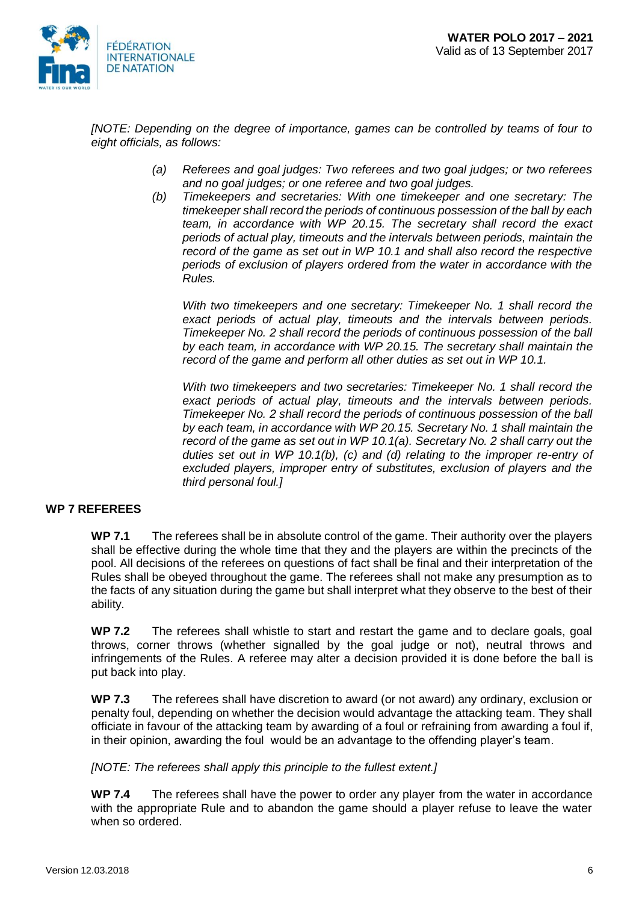*[NOTE: Depending on the degree of importance, games can be controlled by teams of four to eight officials, as follows:*

*(a) Referees and goal judges: Two referees and two goal judges; or two referees and no goal judges; or one referee and two goal judges.*

*(b) Timekeepers and secretaries: With one timekeeper and one secretary: The timekeeper shall record the periods of continuous possession of the ball by each team, in accordance with WP 20.15. The secretary shall record the exact periods of actual play, timeouts and the intervals between periods, maintain the record of the game as set out in WP 10.1 and shall also record the respective periods of exclusion of players ordered from the water in accordance with the Rules.*

*With two timekeepers and one secretary: Timekeeper No. 1 shall record the exact periods of actual play, timeouts and the intervals between periods. Timekeeper No. 2 shall record the periods of continuous possession of the ball by each team, in accordance with WP 20.15. The secretary shall maintain the record of the game and perform all other duties as set out in WP 10.1.*

*With two timekeepers and two secretaries: Timekeeper No. 1 shall record the exact periods of actual play, timeouts and the intervals between periods. Timekeeper No. 2 shall record the periods of continuous possession of the ball by each team, in accordance with WP 20.15. Secretary No. 1 shall maintain the record of the game as set out in WP 10.1(a). Secretary No. 2 shall carry out the duties set out in WP 10.1(b), (c) and (d) relating to the improper re-entry of excluded players, improper entry of substitutes, exclusion of players and the third personal foul.]*

## WP 7 REFEREES

**WP 7.1** The referees shall be in absolute control of the game. Their authority over the players shall be effective during the whole time that they and the players are within the precincts of the pool. All decisions of the referees on questions of fact shall be final and their interpretation of the Rules shall be obeyed throughout the game. The referees shall not make any presumption as to the facts of any situation during the game but shall interpret what they observe to the best of their ability.

**WP 7.2** The referees shall whistle to start and restart the game and to declare goals, goal throws, corner throws (whether signalled by the goal judge or not), neutral throws and infringements of the Rules. A referee may alter a decision provided it is done before the ball is put back into play.

**WP 7.3** The referees shall have discretion to award (or not award) any ordinary, exclusion or penalty foul, depending on whether the decision would advantage the attacking team. They shall officiate in favour of the attacking team by awarding of a foul or refraining from awarding a foul if, in their opinion, awarding the foul would be an advantage to the offending player's team.

*[NOTE: The referees shall apply this principle to the fullest extent.]*

**WP 7.4** The referees shall have the power to order any player from the water in accordance with the appropriate Rule and to abandon the game should a player refuse to leave the water when so ordered.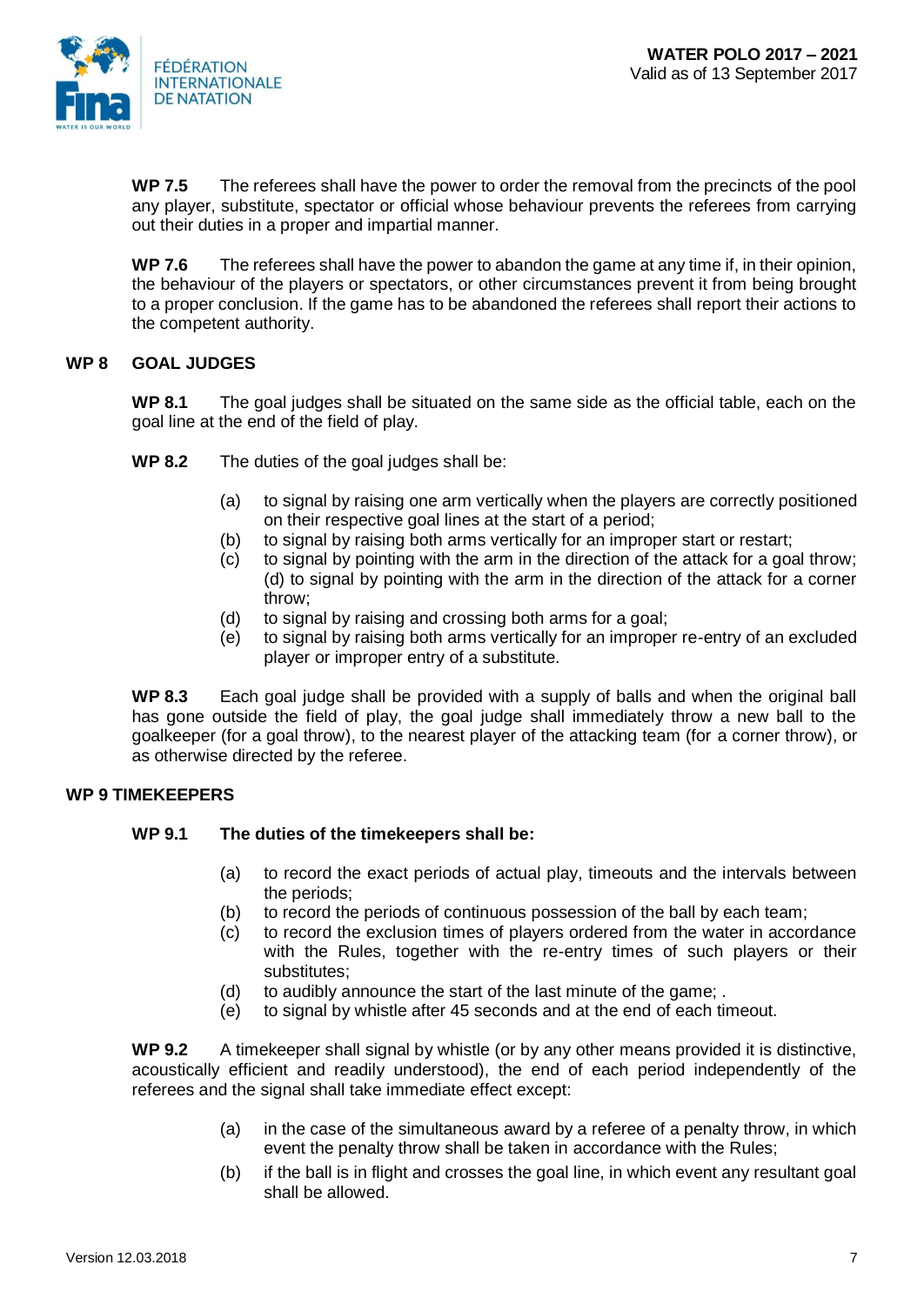**WP 7.5** The referees shall have the power to order the removal from the precincts of the pool any player, substitute, spectator or official whose behaviour prevents the referees from carrying out their duties in a proper and impartial manner.

**WP 7.6** The referees shall have the power to abandon the game at any time if, in their opinion, the behaviour of the players or spectators, or other circumstances prevent it from being brought to a proper conclusion. If the game has to be abandoned the referees shall report their actions to the competent authority.

## WP 8 GOAL JUDGES

**WP 8.1** The goal judges shall be situated on the same side as the official table, each on the goal line at the end of the field of play.

**WP 8.2** The duties of the goal judges shall be:

- (a) to signal by raising one arm vertically when the players are correctly positioned on their respective goal lines at the start of a period;
- (b) to signal by raising both arms vertically for an improper start or restart;
- (c) to signal by pointing with the arm in the direction of the attack for a goal throw; (d) to signal by pointing with the arm in the direction of the attack for a corner throw;
- (d) to signal by raising and crossing both arms for a goal;
- (e) to signal by raising both arms vertically for an improper re-entry of an excluded player or improper entry of a substitute.

**WP 8.3** Each goal judge shall be provided with a supply of balls and when the original ball has gone outside the field of play, the goal judge shall immediately throw a new ball to the goalkeeper (for a goal throw), to the nearest player of the attacking team (for a corner throw), or as otherwise directed by the referee.

## WP 9 TIMEKEEPERS

**WP 9.1 The duties of the timekeepers shall be:**

- (a) to record the exact periods of actual play, timeouts and the intervals between the periods;
- (b) to record the periods of continuous possession of the ball by each team;
- (c) to record the exclusion times of players ordered from the water in accordance with the Rules, together with the re-entry times of such players or their substitutes;
- (d) to audibly announce the start of the last minute of the game; .
- (e) to signal by whistle after 45 seconds and at the end of each timeout.

**WP 9.2** A timekeeper shall signal by whistle (or by any other means provided it is distinctive, acoustically efficient and readily understood), the end of each period independently of the referees and the signal shall take immediate effect except:

- (a) in the case of the simultaneous award by a referee of a penalty throw, in which event the penalty throw shall be taken in accordance with the Rules;
- (b) if the ball is in flight and crosses the goal line, in which event any resultant goal shall be allowed.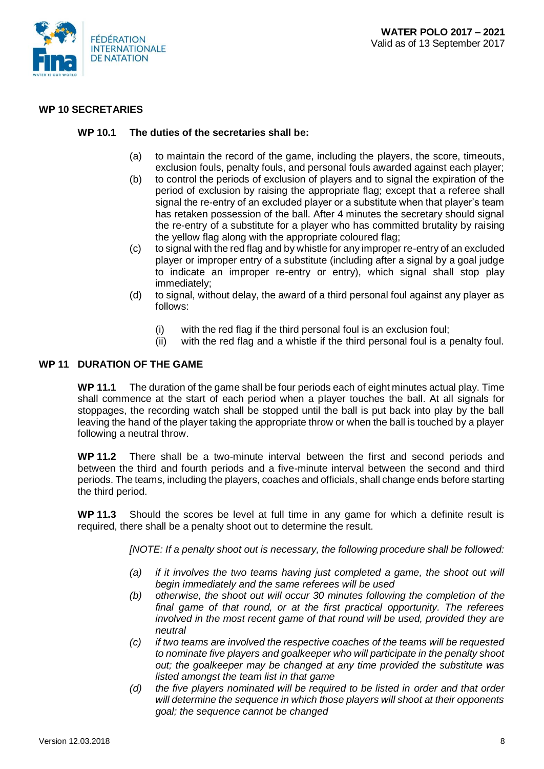## WP 10 SECRETARIES

### WP 10.1 The duties of the secretaries shall be:

(a) to maintain the record of the game, including the players, the score, timeouts, exclusion fouls, penalty fouls, and personal fouls awarded against each player;

(b) to control the periods of exclusion of players and to signal the expiration of the period of exclusion by raising the appropriate flag; except that a referee shall signal the re-entry of an excluded player or a substitute when that player's team has retaken possession of the ball. After 4 minutes the secretary should signal the re-entry of a substitute for a player who has committed brutality by raising the yellow flag along with the appropriate coloured flag;

(c) to signal with the red flag and by whistle for any improper re-entry of an excluded player or improper entry of a substitute (including after a signal by a goal judge to indicate an improper re-entry or entry), which signal shall stop play immediately;

(d) to signal, without delay, the award of a third personal foul against any player as follows:

  (i) with the red flag if the third personal foul is an exclusion foul;
  (ii) with the red flag and a whistle if the third personal foul is a penalty foul.

## WP 11 DURATION OF THE GAME

**WP 11.1** The duration of the game shall be four periods each of eight minutes actual play. Time shall commence at the start of each period when a player touches the ball. At all signals for stoppages, the recording watch shall be stopped until the ball is put back into play by the ball leaving the hand of the player taking the appropriate throw or when the ball is touched by a player following a neutral throw.

**WP 11.2** There shall be a two-minute interval between the first and second periods and between the third and fourth periods and a five-minute interval between the second and third periods. The teams, including the players, coaches and officials, shall change ends before starting the third period.

**WP 11.3** Should the scores be level at full time in any game for which a definite result is required, there shall be a penalty shoot out to determine the result.

*[NOTE: If a penalty shoot out is necessary, the following procedure shall be followed:*

*(a) if it involves the two teams having just completed a game, the shoot out will begin immediately and the same referees will be used*

*(b) otherwise, the shoot out will occur 30 minutes following the completion of the final game of that round, or at the first practical opportunity. The referees involved in the most recent game of that round will be used, provided they are neutral*

*(c) if two teams are involved the respective coaches of the teams will be requested to nominate five players and goalkeeper who will participate in the penalty shoot out; the goalkeeper may be changed at any time provided the substitute was listed amongst the team list in that game*

*(d) the five players nominated will be required to be listed in order and that order will determine the sequence in which those players will shoot at their opponents goal; the sequence cannot be changed*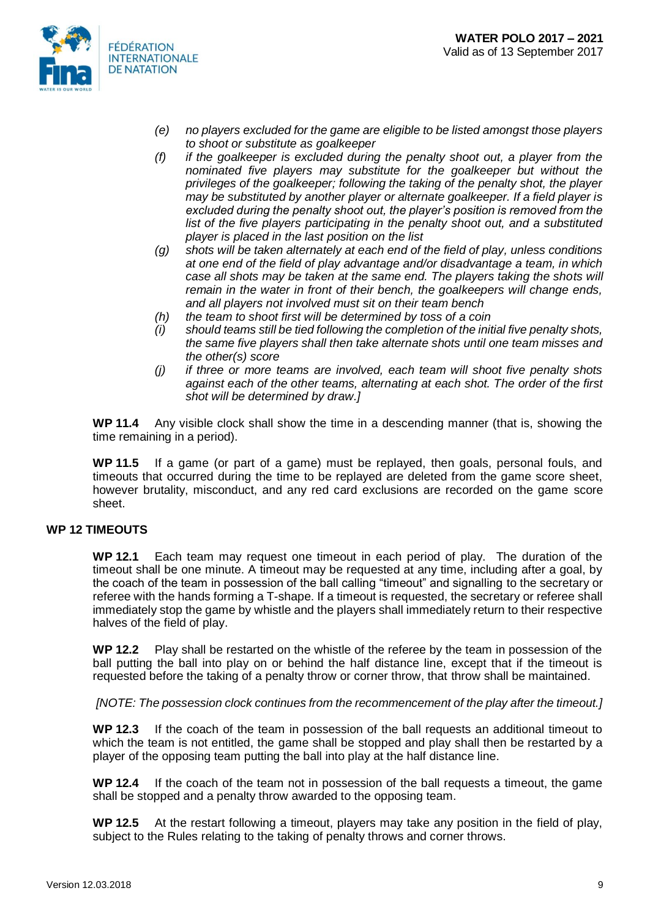- *(e)* *no players excluded for the game are eligible to be listed amongst those players to shoot or substitute as goalkeeper*
- *(f)* *if the goalkeeper is excluded during the penalty shoot out, a player from the nominated five players may substitute for the goalkeeper but without the privileges of the goalkeeper; following the taking of the penalty shot, the player may be substituted by another player or alternate goalkeeper. If a field player is excluded during the penalty shoot out, the player's position is removed from the list of the five players participating in the penalty shoot out, and a substituted player is placed in the last position on the list*
- *(g)* *shots will be taken alternately at each end of the field of play, unless conditions at one end of the field of play advantage and/or disadvantage a team, in which case all shots may be taken at the same end. The players taking the shots will remain in the water in front of their bench, the goalkeepers will change ends, and all players not involved must sit on their team bench*
- *(h)* *the team to shoot first will be determined by toss of a coin*
- *(i)* *should teams still be tied following the completion of the initial five penalty shots, the same five players shall then take alternate shots until one team misses and the other(s) score*
- *(j)* *if three or more teams are involved, each team will shoot five penalty shots against each of the other teams, alternating at each shot. The order of the first shot will be determined by draw.]*

**WP 11.4** Any visible clock shall show the time in a descending manner (that is, showing the time remaining in a period).

**WP 11.5** If a game (or part of a game) must be replayed, then goals, personal fouls, and timeouts that occurred during the time to be replayed are deleted from the game score sheet, however brutality, misconduct, and any red card exclusions are recorded on the game score sheet.

## WP 12 TIMEOUTS

**WP 12.1** Each team may request one timeout in each period of play. The duration of the timeout shall be one minute. A timeout may be requested at any time, including after a goal, by the coach of the team in possession of the ball calling "timeout" and signalling to the secretary or referee with the hands forming a T-shape. If a timeout is requested, the secretary or referee shall immediately stop the game by whistle and the players shall immediately return to their respective halves of the field of play.

**WP 12.2** Play shall be restarted on the whistle of the referee by the team in possession of the ball putting the ball into play on or behind the half distance line, except that if the timeout is requested before the taking of a penalty throw or corner throw, that throw shall be maintained.

*[NOTE: The possession clock continues from the recommencement of the play after the timeout.]*

**WP 12.3** If the coach of the team in possession of the ball requests an additional timeout to which the team is not entitled, the game shall be stopped and play shall then be restarted by a player of the opposing team putting the ball into play at the half distance line.

**WP 12.4** If the coach of the team not in possession of the ball requests a timeout, the game shall be stopped and a penalty throw awarded to the opposing team.

**WP 12.5** At the restart following a timeout, players may take any position in the field of play, subject to the Rules relating to the taking of penalty throws and corner throws.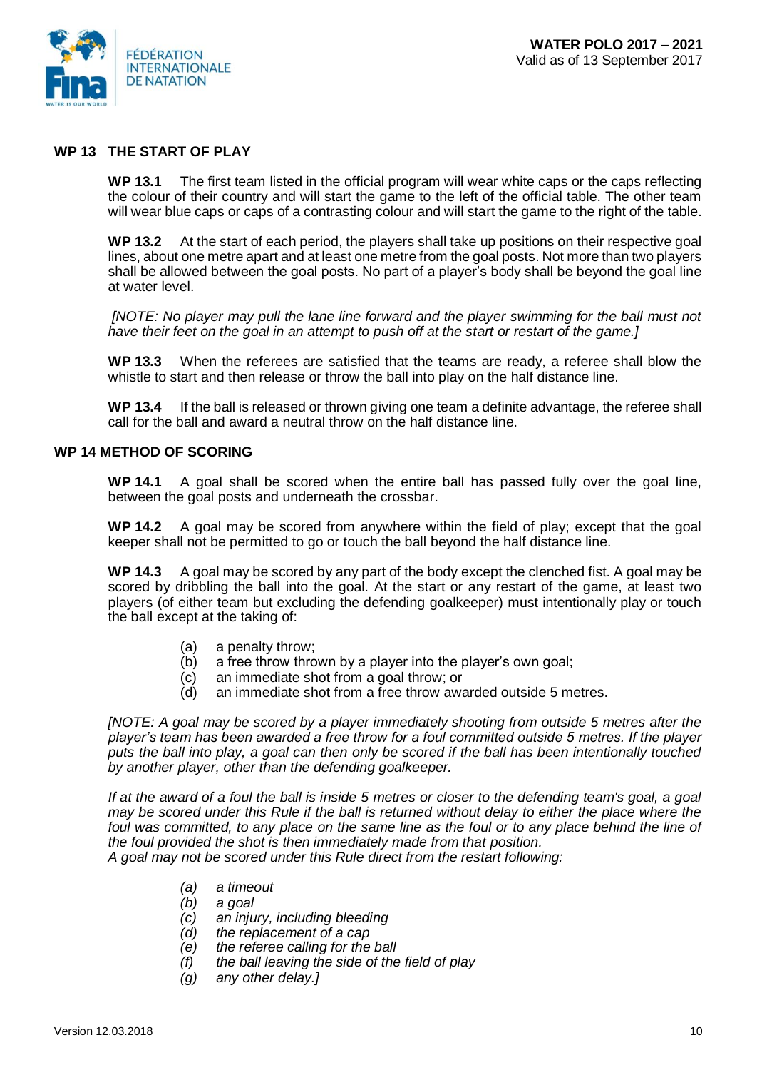## WP 13 THE START OF PLAY

**WP 13.1** The first team listed in the official program will wear white caps or the caps reflecting the colour of their country and will start the game to the left of the official table. The other team will wear blue caps or caps of a contrasting colour and will start the game to the right of the table.

**WP 13.2** At the start of each period, the players shall take up positions on their respective goal lines, about one metre apart and at least one metre from the goal posts. Not more than two players shall be allowed between the goal posts. No part of a player's body shall be beyond the goal line at water level.

*[NOTE: No player may pull the lane line forward and the player swimming for the ball must not have their feet on the goal in an attempt to push off at the start or restart of the game.]*

**WP 13.3** When the referees are satisfied that the teams are ready, a referee shall blow the whistle to start and then release or throw the ball into play on the half distance line.

**WP 13.4** If the ball is released or thrown giving one team a definite advantage, the referee shall call for the ball and award a neutral throw on the half distance line.

## WP 14 METHOD OF SCORING

**WP 14.1** A goal shall be scored when the entire ball has passed fully over the goal line, between the goal posts and underneath the crossbar.

**WP 14.2** A goal may be scored from anywhere within the field of play; except that the goal keeper shall not be permitted to go or touch the ball beyond the half distance line.

**WP 14.3** A goal may be scored by any part of the body except the clenched fist. A goal may be scored by dribbling the ball into the goal. At the start or any restart of the game, at least two players (of either team but excluding the defending goalkeeper) must intentionally play or touch the ball except at the taking of:

(a) a penalty throw;
(b) a free throw thrown by a player into the player's own goal;
(c) an immediate shot from a goal throw; or
(d) an immediate shot from a free throw awarded outside 5 metres.

*[NOTE: A goal may be scored by a player immediately shooting from outside 5 metres after the player's team has been awarded a free throw for a foul committed outside 5 metres. If the player puts the ball into play, a goal can then only be scored if the ball has been intentionally touched by another player, other than the defending goalkeeper.*

*If at the award of a foul the ball is inside 5 metres or closer to the defending team's goal, a goal may be scored under this Rule if the ball is returned without delay to either the place where the foul was committed, to any place on the same line as the foul or to any place behind the line of the foul provided the shot is then immediately made from that position.*
*A goal may not be scored under this Rule direct from the restart following:*

*(a) a timeout*
*(b) a goal*
*(c) an injury, including bleeding*
*(d) the replacement of a cap*
*(e) the referee calling for the ball*
*(f) the ball leaving the side of the field of play*
*(g) any other delay.]*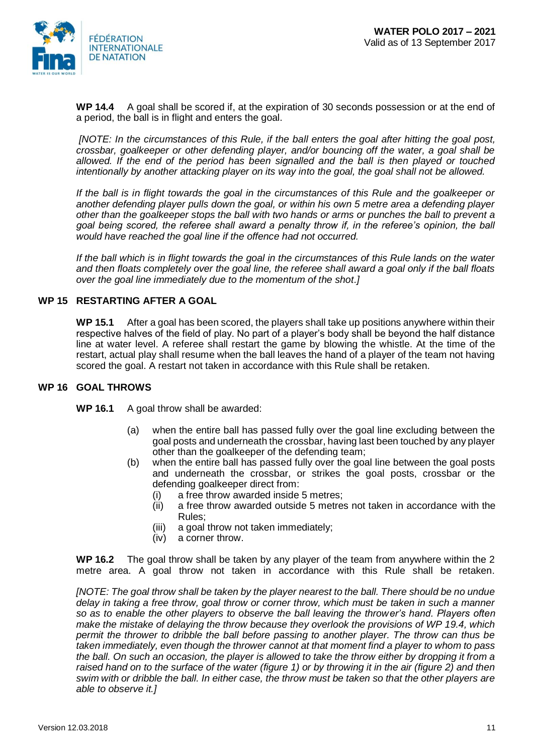**WP 14.4** A goal shall be scored if, at the expiration of 30 seconds possession or at the end of a period, the ball is in flight and enters the goal.

*[NOTE: In the circumstances of this Rule, if the ball enters the goal after hitting the goal post, crossbar, goalkeeper or other defending player, and/or bouncing off the water, a goal shall be allowed. If the end of the period has been signalled and the ball is then played or touched intentionally by another attacking player on its way into the goal, the goal shall not be allowed.*

*If the ball is in flight towards the goal in the circumstances of this Rule and the goalkeeper or another defending player pulls down the goal, or within his own 5 metre area a defending player other than the goalkeeper stops the ball with two hands or arms or punches the ball to prevent a goal being scored, the referee shall award a penalty throw if, in the referee's opinion, the ball would have reached the goal line if the offence had not occurred.*

*If the ball which is in flight towards the goal in the circumstances of this Rule lands on the water and then floats completely over the goal line, the referee shall award a goal only if the ball floats over the goal line immediately due to the momentum of the shot.]*

## WP 15 RESTARTING AFTER A GOAL

**WP 15.1** After a goal has been scored, the players shall take up positions anywhere within their respective halves of the field of play. No part of a player's body shall be beyond the half distance line at water level. A referee shall restart the game by blowing the whistle. At the time of the restart, actual play shall resume when the ball leaves the hand of a player of the team not having scored the goal. A restart not taken in accordance with this Rule shall be retaken.

## WP 16 GOAL THROWS

**WP 16.1** A goal throw shall be awarded:

- (a) when the entire ball has passed fully over the goal line excluding between the goal posts and underneath the crossbar, having last been touched by any player other than the goalkeeper of the defending team;
- (b) when the entire ball has passed fully over the goal line between the goal posts and underneath the crossbar, or strikes the goal posts, crossbar or the defending goalkeeper direct from:
  - (i) a free throw awarded inside 5 metres;
  - (ii) a free throw awarded outside 5 metres not taken in accordance with the Rules;
  - (iii) a goal throw not taken immediately;
  - (iv) a corner throw.

**WP 16.2** The goal throw shall be taken by any player of the team from anywhere within the 2 metre area. A goal throw not taken in accordance with this Rule shall be retaken.

*[NOTE: The goal throw shall be taken by the player nearest to the ball. There should be no undue delay in taking a free throw, goal throw or corner throw, which must be taken in such a manner so as to enable the other players to observe the ball leaving the thrower's hand. Players often make the mistake of delaying the throw because they overlook the provisions of WP 19.4, which permit the thrower to dribble the ball before passing to another player. The throw can thus be taken immediately, even though the thrower cannot at that moment find a player to whom to pass the ball. On such an occasion, the player is allowed to take the throw either by dropping it from a raised hand on to the surface of the water (figure 1) or by throwing it in the air (figure 2) and then swim with or dribble the ball. In either case, the throw must be taken so that the other players are able to observe it.]*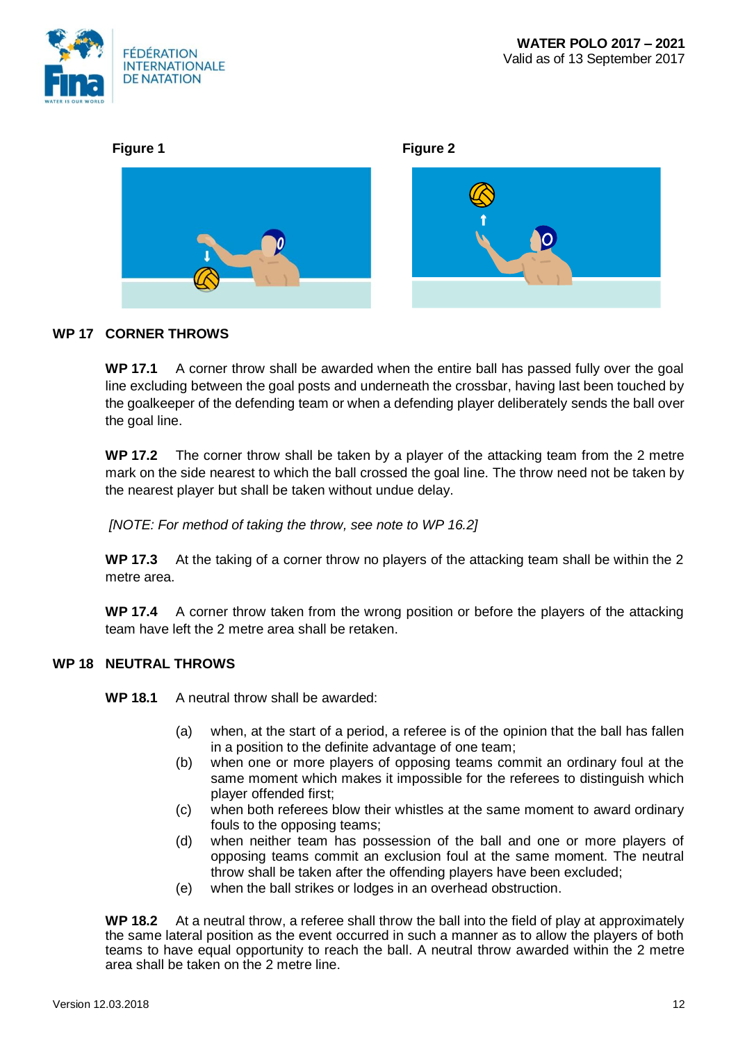**Figure 1** **Figure 2**

## WP 17 CORNER THROWS

**WP 17.1** A corner throw shall be awarded when the entire ball has passed fully over the goal line excluding between the goal posts and underneath the crossbar, having last been touched by the goalkeeper of the defending team or when a defending player deliberately sends the ball over the goal line.

**WP 17.2** The corner throw shall be taken by a player of the attacking team from the 2 metre mark on the side nearest to which the ball crossed the goal line. The throw need not be taken by the nearest player but shall be taken without undue delay.

*[NOTE: For method of taking the throw, see note to WP 16.2]*

**WP 17.3** At the taking of a corner throw no players of the attacking team shall be within the 2 metre area.

**WP 17.4** A corner throw taken from the wrong position or before the players of the attacking team have left the 2 metre area shall be retaken.

## WP 18 NEUTRAL THROWS

**WP 18.1** A neutral throw shall be awarded:

(a) when, at the start of a period, a referee is of the opinion that the ball has fallen in a position to the definite advantage of one team;
(b) when one or more players of opposing teams commit an ordinary foul at the same moment which makes it impossible for the referees to distinguish which player offended first;
(c) when both referees blow their whistles at the same moment to award ordinary fouls to the opposing teams;
(d) when neither team has possession of the ball and one or more players of opposing teams commit an exclusion foul at the same moment. The neutral throw shall be taken after the offending players have been excluded;
(e) when the ball strikes or lodges in an overhead obstruction.

**WP 18.2** At a neutral throw, a referee shall throw the ball into the field of play at approximately the same lateral position as the event occurred in such a manner as to allow the players of both teams to have equal opportunity to reach the ball. A neutral throw awarded within the 2 metre area shall be taken on the 2 metre line.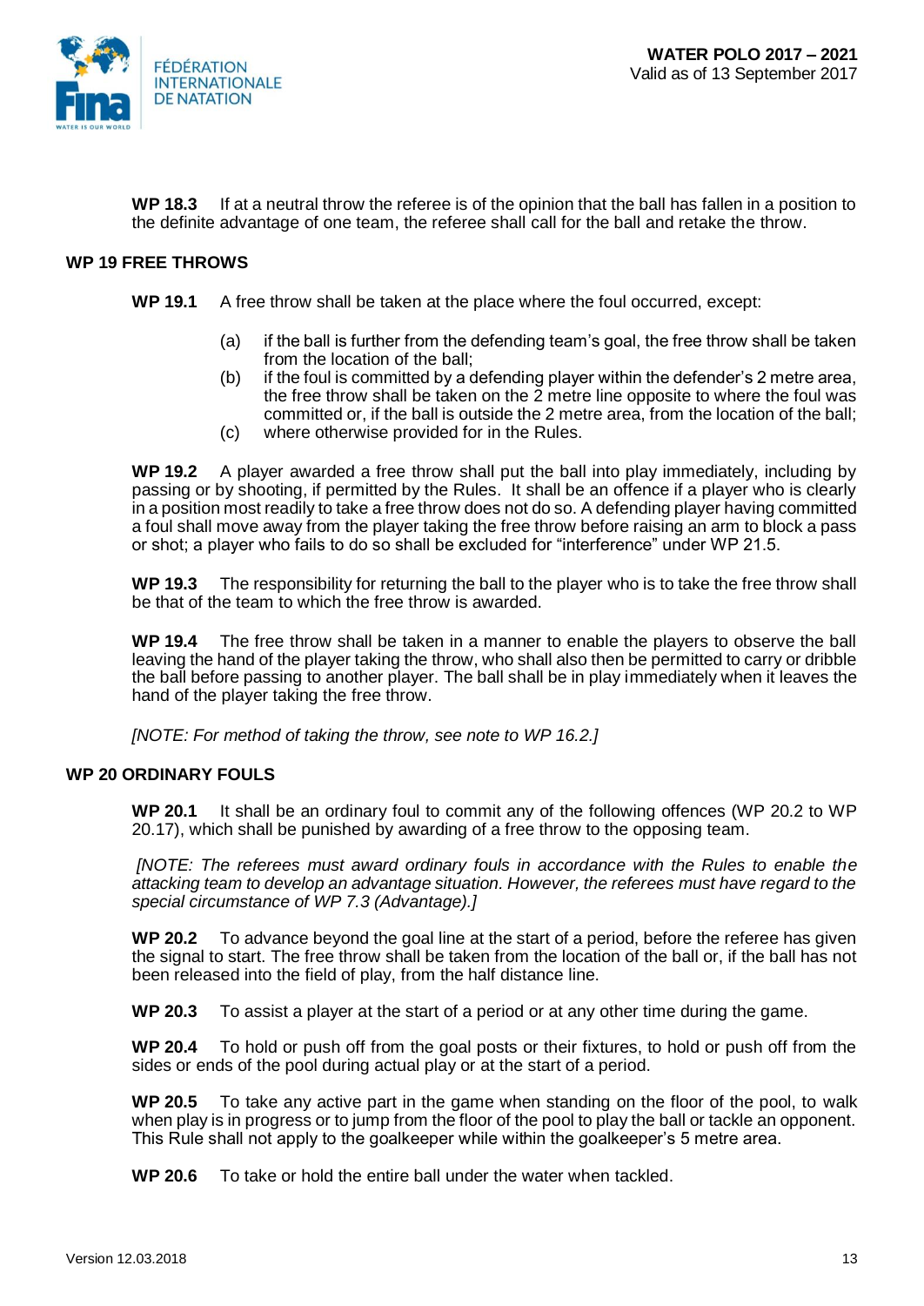**WP 18.3** If at a neutral throw the referee is of the opinion that the ball has fallen in a position to the definite advantage of one team, the referee shall call for the ball and retake the throw.

## WP 19 FREE THROWS

**WP 19.1** A free throw shall be taken at the place where the foul occurred, except:

- (a) if the ball is further from the defending team's goal, the free throw shall be taken from the location of the ball;
- (b) if the foul is committed by a defending player within the defender's 2 metre area, the free throw shall be taken on the 2 metre line opposite to where the foul was committed or, if the ball is outside the 2 metre area, from the location of the ball;
- (c) where otherwise provided for in the Rules.

**WP 19.2** A player awarded a free throw shall put the ball into play immediately, including by passing or by shooting, if permitted by the Rules. It shall be an offence if a player who is clearly in a position most readily to take a free throw does not do so. A defending player having committed a foul shall move away from the player taking the free throw before raising an arm to block a pass or shot; a player who fails to do so shall be excluded for "interference" under WP 21.5.

**WP 19.3** The responsibility for returning the ball to the player who is to take the free throw shall be that of the team to which the free throw is awarded.

**WP 19.4** The free throw shall be taken in a manner to enable the players to observe the ball leaving the hand of the player taking the throw, who shall also then be permitted to carry or dribble the ball before passing to another player. The ball shall be in play immediately when it leaves the hand of the player taking the free throw.

*[NOTE: For method of taking the throw, see note to WP 16.2.]*

## WP 20 ORDINARY FOULS

**WP 20.1** It shall be an ordinary foul to commit any of the following offences (WP 20.2 to WP 20.17), which shall be punished by awarding of a free throw to the opposing team.

*[NOTE: The referees must award ordinary fouls in accordance with the Rules to enable the attacking team to develop an advantage situation. However, the referees must have regard to the special circumstance of WP 7.3 (Advantage).]*

**WP 20.2** To advance beyond the goal line at the start of a period, before the referee has given the signal to start. The free throw shall be taken from the location of the ball or, if the ball has not been released into the field of play, from the half distance line.

**WP 20.3** To assist a player at the start of a period or at any other time during the game.

**WP 20.4** To hold or push off from the goal posts or their fixtures, to hold or push off from the sides or ends of the pool during actual play or at the start of a period.

**WP 20.5** To take any active part in the game when standing on the floor of the pool, to walk when play is in progress or to jump from the floor of the pool to play the ball or tackle an opponent. This Rule shall not apply to the goalkeeper while within the goalkeeper's 5 metre area.

**WP 20.6** To take or hold the entire ball under the water when tackled.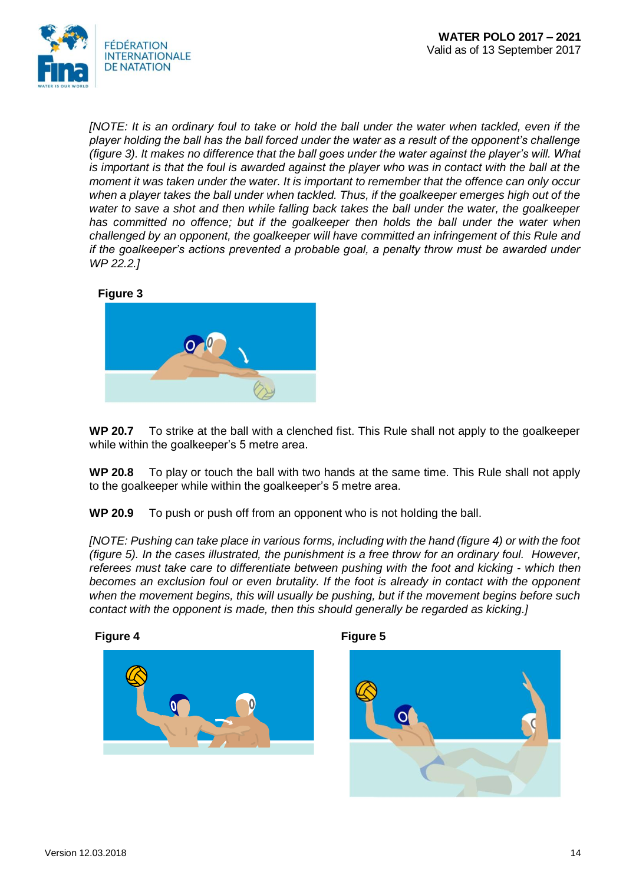*[NOTE: It is an ordinary foul to take or hold the ball under the water when tackled, even if the player holding the ball has the ball forced under the water as a result of the opponent's challenge (figure 3). It makes no difference that the ball goes under the water against the player's will. What is important is that the foul is awarded against the player who was in contact with the ball at the moment it was taken under the water. It is important to remember that the offence can only occur when a player takes the ball under when tackled. Thus, if the goalkeeper emerges high out of the water to save a shot and then while falling back takes the ball under the water, the goalkeeper has committed no offence; but if the goalkeeper then holds the ball under the water when challenged by an opponent, the goalkeeper will have committed an infringement of this Rule and if the goalkeeper's actions prevented a probable goal, a penalty throw must be awarded under WP 22.2.]*

**Figure 3**

**WP 20.7** To strike at the ball with a clenched fist. This Rule shall not apply to the goalkeeper while within the goalkeeper's 5 metre area.

**WP 20.8** To play or touch the ball with two hands at the same time. This Rule shall not apply to the goalkeeper while within the goalkeeper's 5 metre area.

**WP 20.9** To push or push off from an opponent who is not holding the ball.

*[NOTE: Pushing can take place in various forms, including with the hand (figure 4) or with the foot (figure 5). In the cases illustrated, the punishment is a free throw for an ordinary foul. However, referees must take care to differentiate between pushing with the foot and kicking - which then becomes an exclusion foul or even brutality. If the foot is already in contact with the opponent when the movement begins, this will usually be pushing, but if the movement begins before such contact with the opponent is made, then this should generally be regarded as kicking.]*

**Figure 4**

**Figure 5**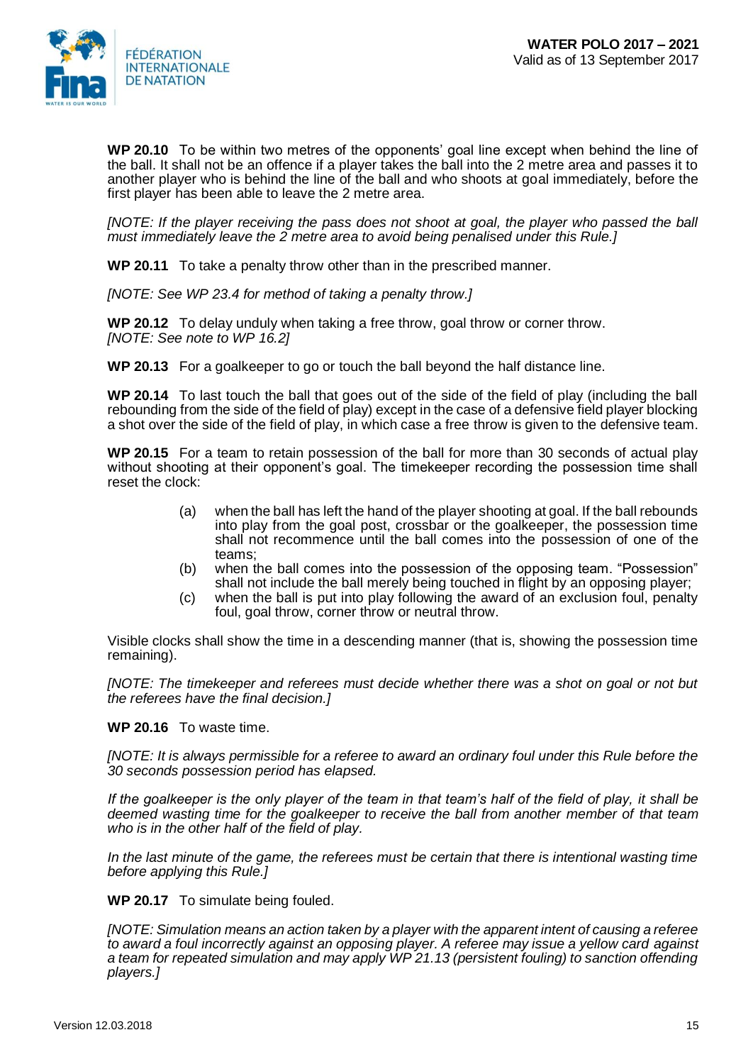**WP 20.10** To be within two metres of the opponents' goal line except when behind the line of the ball. It shall not be an offence if a player takes the ball into the 2 metre area and passes it to another player who is behind the line of the ball and who shoots at goal immediately, before the first player has been able to leave the 2 metre area.

*[NOTE: If the player receiving the pass does not shoot at goal, the player who passed the ball must immediately leave the 2 metre area to avoid being penalised under this Rule.]*

**WP 20.11** To take a penalty throw other than in the prescribed manner.

*[NOTE: See WP 23.4 for method of taking a penalty throw.]*

**WP 20.12** To delay unduly when taking a free throw, goal throw or corner throw.
*[NOTE: See note to WP 16.2]*

**WP 20.13** For a goalkeeper to go or touch the ball beyond the half distance line.

**WP 20.14** To last touch the ball that goes out of the side of the field of play (including the ball rebounding from the side of the field of play) except in the case of a defensive field player blocking a shot over the side of the field of play, in which case a free throw is given to the defensive team.

**WP 20.15** For a team to retain possession of the ball for more than 30 seconds of actual play without shooting at their opponent's goal. The timekeeper recording the possession time shall reset the clock:

(a) when the ball has left the hand of the player shooting at goal. If the ball rebounds into play from the goal post, crossbar or the goalkeeper, the possession time shall not recommence until the ball comes into the possession of one of the teams;
(b) when the ball comes into the possession of the opposing team. "Possession" shall not include the ball merely being touched in flight by an opposing player;
(c) when the ball is put into play following the award of an exclusion foul, penalty foul, goal throw, corner throw or neutral throw.

Visible clocks shall show the time in a descending manner (that is, showing the possession time remaining).

*[NOTE: The timekeeper and referees must decide whether there was a shot on goal or not but the referees have the final decision.]*

**WP 20.16** To waste time.

*[NOTE: It is always permissible for a referee to award an ordinary foul under this Rule before the 30 seconds possession period has elapsed.*

*If the goalkeeper is the only player of the team in that team's half of the field of play, it shall be deemed wasting time for the goalkeeper to receive the ball from another member of that team who is in the other half of the field of play.*

*In the last minute of the game, the referees must be certain that there is intentional wasting time before applying this Rule.]*

**WP 20.17** To simulate being fouled.

*[NOTE: Simulation means an action taken by a player with the apparent intent of causing a referee to award a foul incorrectly against an opposing player. A referee may issue a yellow card against a team for repeated simulation and may apply WP 21.13 (persistent fouling) to sanction offending players.]*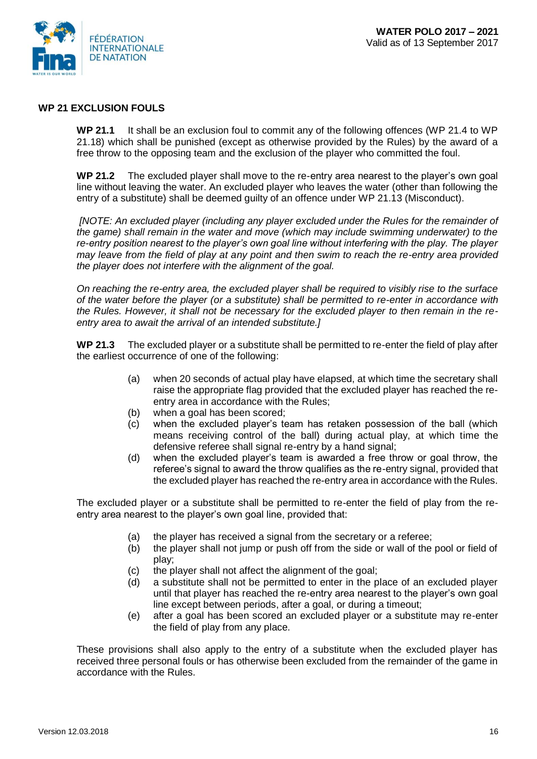## WP 21 EXCLUSION FOULS

**WP 21.1** It shall be an exclusion foul to commit any of the following offences (WP 21.4 to WP 21.18) which shall be punished (except as otherwise provided by the Rules) by the award of a free throw to the opposing team and the exclusion of the player who committed the foul.

**WP 21.2** The excluded player shall move to the re-entry area nearest to the player's own goal line without leaving the water. An excluded player who leaves the water (other than following the entry of a substitute) shall be deemed guilty of an offence under WP 21.13 (Misconduct).

*[NOTE: An excluded player (including any player excluded under the Rules for the remainder of the game) shall remain in the water and move (which may include swimming underwater) to the re-entry position nearest to the player's own goal line without interfering with the play. The player may leave from the field of play at any point and then swim to reach the re-entry area provided the player does not interfere with the alignment of the goal.*

*On reaching the re-entry area, the excluded player shall be required to visibly rise to the surface of the water before the player (or a substitute) shall be permitted to re-enter in accordance with the Rules. However, it shall not be necessary for the excluded player to then remain in the re-entry area to await the arrival of an intended substitute.]*

**WP 21.3** The excluded player or a substitute shall be permitted to re-enter the field of play after the earliest occurrence of one of the following:

(a) when 20 seconds of actual play have elapsed, at which time the secretary shall raise the appropriate flag provided that the excluded player has reached the re-entry area in accordance with the Rules;
(b) when a goal has been scored;
(c) when the excluded player's team has retaken possession of the ball (which means receiving control of the ball) during actual play, at which time the defensive referee shall signal re-entry by a hand signal;
(d) when the excluded player's team is awarded a free throw or goal throw, the referee's signal to award the throw qualifies as the re-entry signal, provided that the excluded player has reached the re-entry area in accordance with the Rules.

The excluded player or a substitute shall be permitted to re-enter the field of play from the re-entry area nearest to the player's own goal line, provided that:

(a) the player has received a signal from the secretary or a referee;
(b) the player shall not jump or push off from the side or wall of the pool or field of play;
(c) the player shall not affect the alignment of the goal;
(d) a substitute shall not be permitted to enter in the place of an excluded player until that player has reached the re-entry area nearest to the player's own goal line except between periods, after a goal, or during a timeout;
(e) after a goal has been scored an excluded player or a substitute may re-enter the field of play from any place.

These provisions shall also apply to the entry of a substitute when the excluded player has received three personal fouls or has otherwise been excluded from the remainder of the game in accordance with the Rules.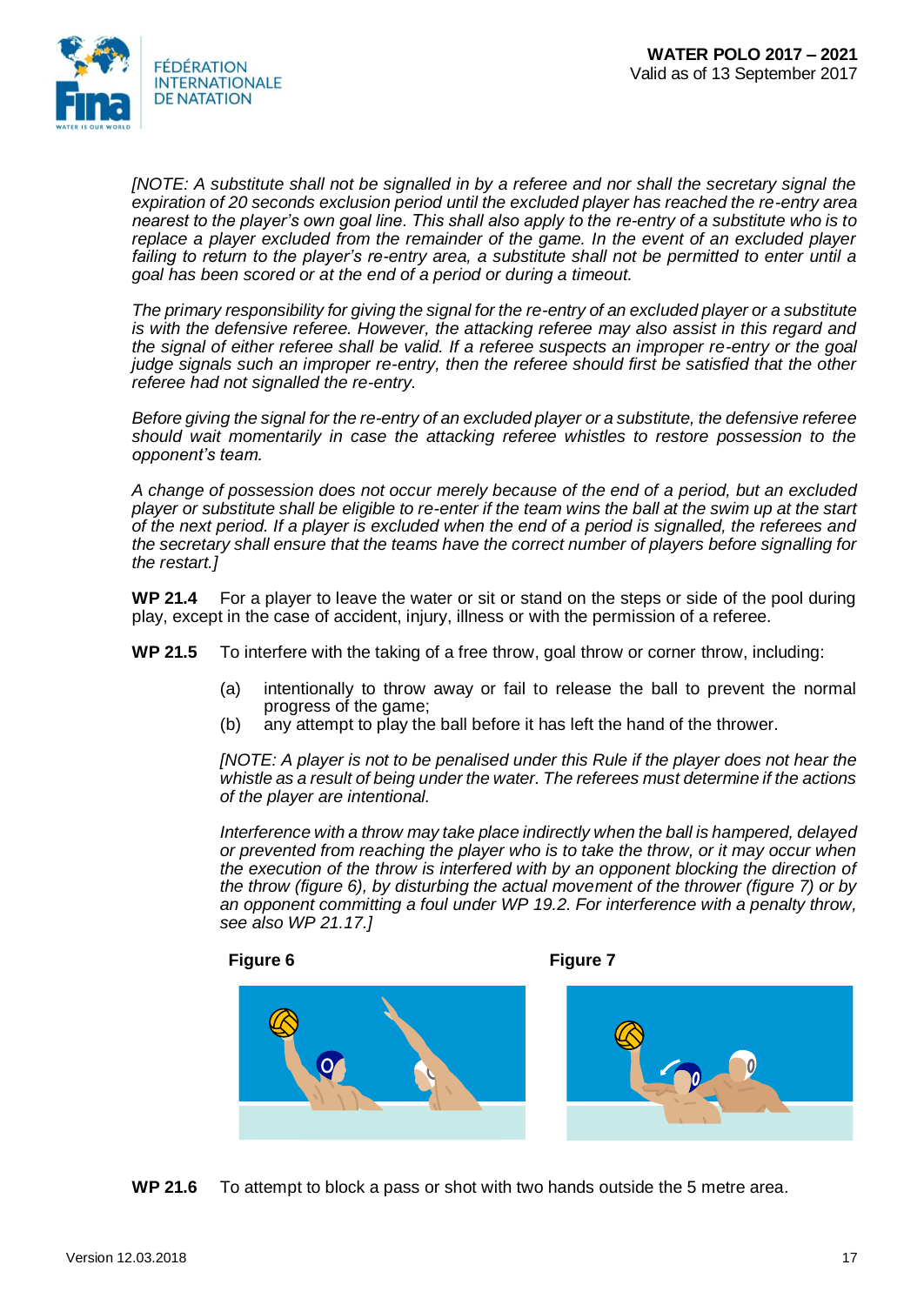*[NOTE: A substitute shall not be signalled in by a referee and nor shall the secretary signal the expiration of 20 seconds exclusion period until the excluded player has reached the re-entry area nearest to the player's own goal line. This shall also apply to the re-entry of a substitute who is to replace a player excluded from the remainder of the game. In the event of an excluded player failing to return to the player's re-entry area, a substitute shall not be permitted to enter until a goal has been scored or at the end of a period or during a timeout.*

*The primary responsibility for giving the signal for the re-entry of an excluded player or a substitute is with the defensive referee. However, the attacking referee may also assist in this regard and the signal of either referee shall be valid. If a referee suspects an improper re-entry or the goal judge signals such an improper re-entry, then the referee should first be satisfied that the other referee had not signalled the re-entry.*

*Before giving the signal for the re-entry of an excluded player or a substitute, the defensive referee should wait momentarily in case the attacking referee whistles to restore possession to the opponent's team.*

*A change of possession does not occur merely because of the end of a period, but an excluded player or substitute shall be eligible to re-enter if the team wins the ball at the swim up at the start of the next period. If a player is excluded when the end of a period is signalled, the referees and the secretary shall ensure that the teams have the correct number of players before signalling for the restart.]*

**WP 21.4** For a player to leave the water or sit or stand on the steps or side of the pool during play, except in the case of accident, injury, illness or with the permission of a referee.

**WP 21.5** To interfere with the taking of a free throw, goal throw or corner throw, including:

(a) intentionally to throw away or fail to release the ball to prevent the normal progress of the game;
(b) any attempt to play the ball before it has left the hand of the thrower.

*[NOTE: A player is not to be penalised under this Rule if the player does not hear the whistle as a result of being under the water. The referees must determine if the actions of the player are intentional.*

*Interference with a throw may take place indirectly when the ball is hampered, delayed or prevented from reaching the player who is to take the throw, or it may occur when the execution of the throw is interfered with by an opponent blocking the direction of the throw (figure 6), by disturbing the actual movement of the thrower (figure 7) or by an opponent committing a foul under WP 19.2. For interference with a penalty throw, see also WP 21.17.]*

**Figure 6**

**Figure 7**

**WP 21.6** To attempt to block a pass or shot with two hands outside the 5 metre area.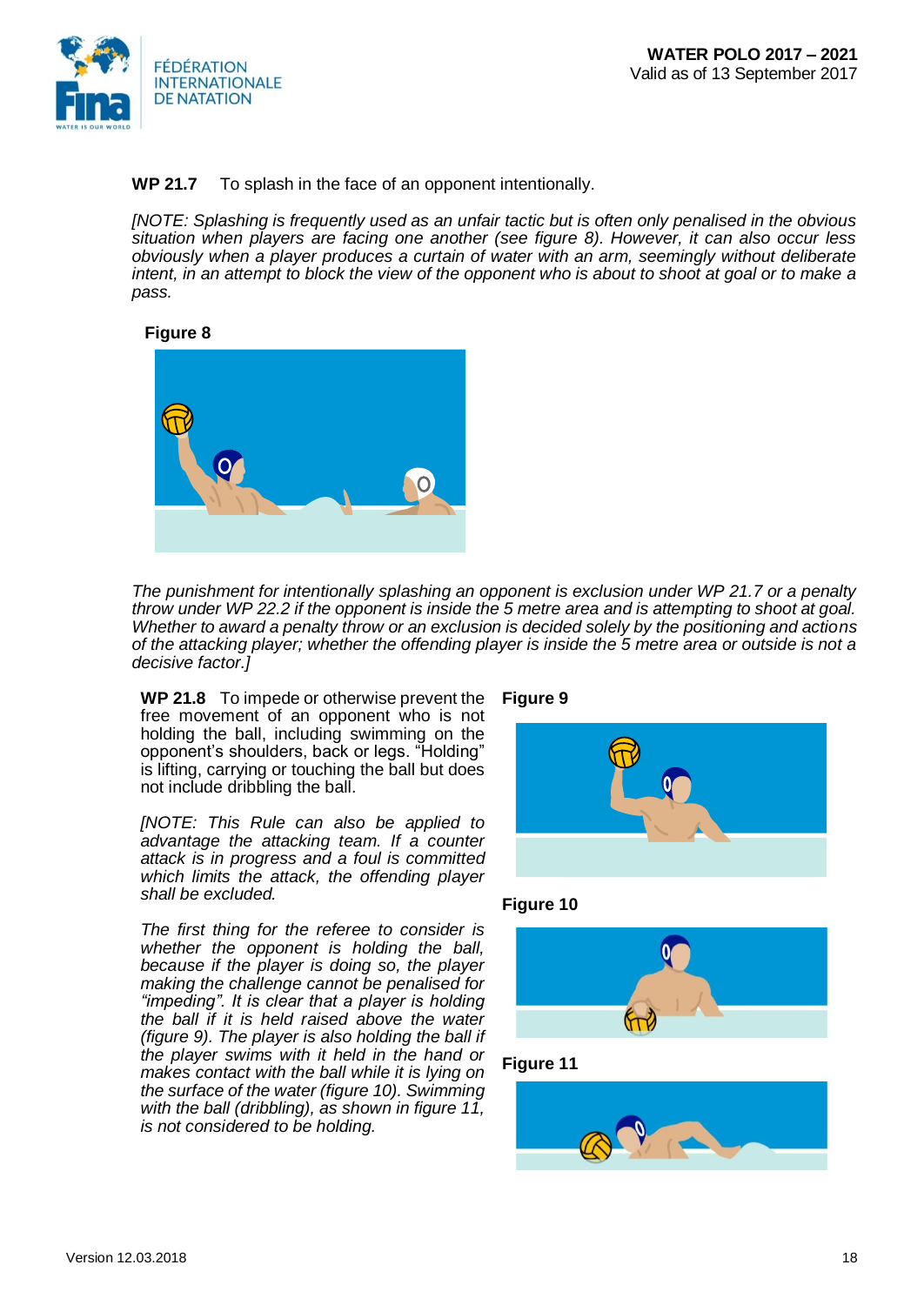**WP 21.7** To splash in the face of an opponent intentionally.

*[NOTE: Splashing is frequently used as an unfair tactic but is often only penalised in the obvious situation when players are facing one another (see figure 8). However, it can also occur less obviously when a player produces a curtain of water with an arm, seemingly without deliberate intent, in an attempt to block the view of the opponent who is about to shoot at goal or to make a pass.*

**Figure 8**

*The punishment for intentionally splashing an opponent is exclusion under WP 21.7 or a penalty throw under WP 22.2 if the opponent is inside the 5 metre area and is attempting to shoot at goal. Whether to award a penalty throw or an exclusion is decided solely by the positioning and actions of the attacking player; whether the offending player is inside the 5 metre area or outside is not a decisive factor.]*

**WP 21.8** To impede or otherwise prevent the free movement of an opponent who is not holding the ball, including swimming on the opponent's shoulders, back or legs. "Holding" is lifting, carrying or touching the ball but does not include dribbling the ball.

*[NOTE: This Rule can also be applied to advantage the attacking team. If a counter attack is in progress and a foul is committed which limits the attack, the offending player shall be excluded.*

*The first thing for the referee to consider is whether the opponent is holding the ball, because if the player is doing so, the player making the challenge cannot be penalised for "impeding". It is clear that a player is holding the ball if it is held raised above the water (figure 9). The player is also holding the ball if the player swims with it held in the hand or makes contact with the ball while it is lying on the surface of the water (figure 10). Swimming with the ball (dribbling), as shown in figure 11, is not considered to be holding.*

**Figure 9**

**Figure 10**

**Figure 11**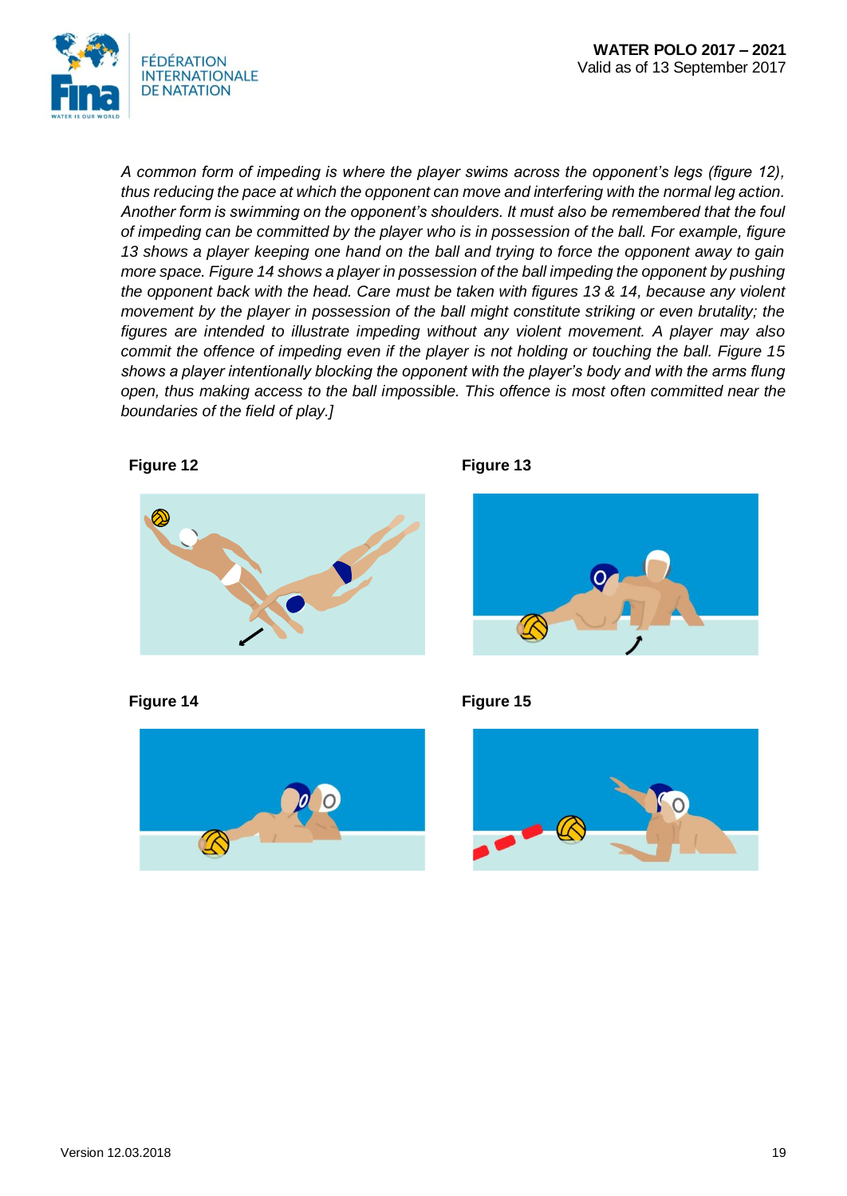*A common form of impeding is where the player swims across the opponent's legs (figure 12), thus reducing the pace at which the opponent can move and interfering with the normal leg action. Another form is swimming on the opponent's shoulders. It must also be remembered that the foul of impeding can be committed by the player who is in possession of the ball. For example, figure 13 shows a player keeping one hand on the ball and trying to force the opponent away to gain more space. Figure 14 shows a player in possession of the ball impeding the opponent by pushing the opponent back with the head. Care must be taken with figures 13 & 14, because any violent movement by the player in possession of the ball might constitute striking or even brutality; the figures are intended to illustrate impeding without any violent movement. A player may also commit the offence of impeding even if the player is not holding or touching the ball. Figure 15 shows a player intentionally blocking the opponent with the player's body and with the arms flung open, thus making access to the ball impossible. This offence is most often committed near the boundaries of the field of play.]*

**Figure 12**

**Figure 13**

**Figure 14**

**Figure 15**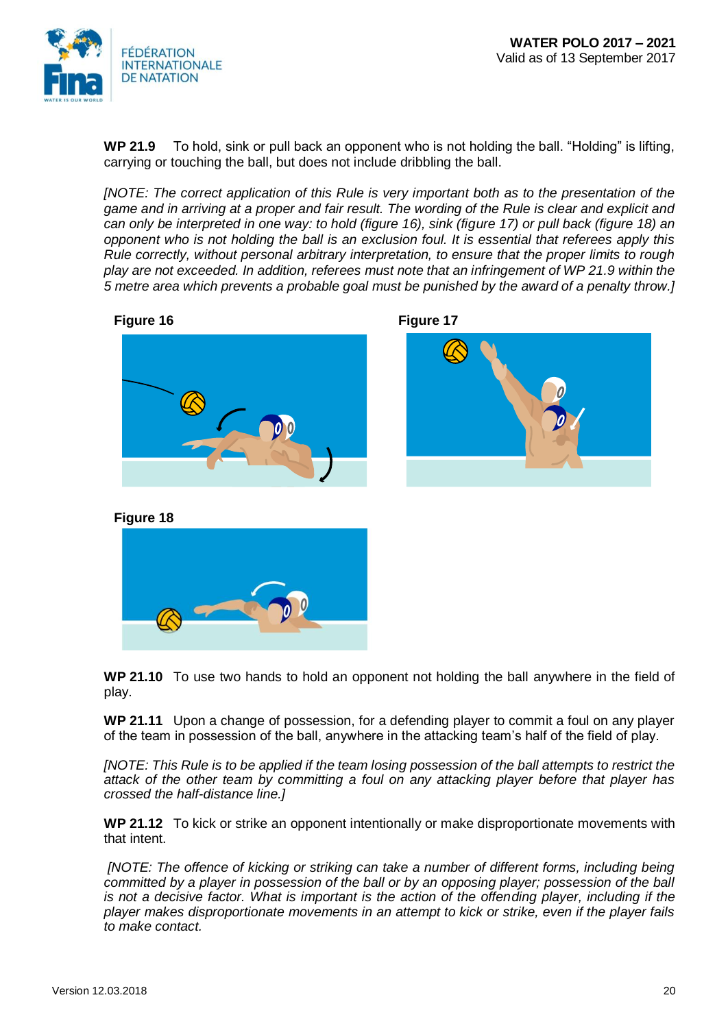**WP 21.9** To hold, sink or pull back an opponent who is not holding the ball. “Holding” is lifting, carrying or touching the ball, but does not include dribbling the ball.

*[NOTE: The correct application of this Rule is very important both as to the presentation of the game and in arriving at a proper and fair result. The wording of the Rule is clear and explicit and can only be interpreted in one way: to hold (figure 16), sink (figure 17) or pull back (figure 18) an opponent who is not holding the ball is an exclusion foul. It is essential that referees apply this Rule correctly, without personal arbitrary interpretation, to ensure that the proper limits to rough play are not exceeded. In addition, referees must note that an infringement of WP 21.9 within the 5 metre area which prevents a probable goal must be punished by the award of a penalty throw.]*

**Figure 16**

**Figure 17**

**Figure 18**

**WP 21.10** To use two hands to hold an opponent not holding the ball anywhere in the field of play.

**WP 21.11** Upon a change of possession, for a defending player to commit a foul on any player of the team in possession of the ball, anywhere in the attacking team’s half of the field of play.

*[NOTE: This Rule is to be applied if the team losing possession of the ball attempts to restrict the attack of the other team by committing a foul on any attacking player before that player has crossed the half-distance line.]*

**WP 21.12** To kick or strike an opponent intentionally or make disproportionate movements with that intent.

*[NOTE: The offence of kicking or striking can take a number of different forms, including being committed by a player in possession of the ball or by an opposing player; possession of the ball is not a decisive factor. What is important is the action of the offending player, including if the player makes disproportionate movements in an attempt to kick or strike, even if the player fails to make contact.*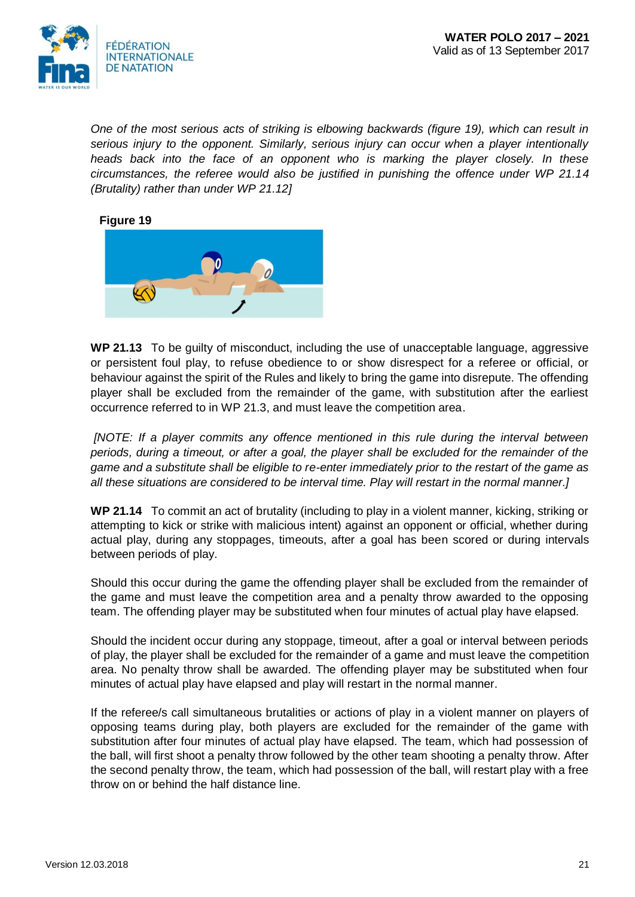*One of the most serious acts of striking is elbowing backwards (figure 19), which can result in serious injury to the opponent. Similarly, serious injury can occur when a player intentionally heads back into the face of an opponent who is marking the player closely. In these circumstances, the referee would also be justified in punishing the offence under WP 21.14 (Brutality) rather than under WP 21.12]*

**Figure 19**

**WP 21.13** To be guilty of misconduct, including the use of unacceptable language, aggressive or persistent foul play, to refuse obedience to or show disrespect for a referee or official, or behaviour against the spirit of the Rules and likely to bring the game into disrepute. The offending player shall be excluded from the remainder of the game, with substitution after the earliest occurrence referred to in WP 21.3, and must leave the competition area.

*[NOTE: If a player commits any offence mentioned in this rule during the interval between periods, during a timeout, or after a goal, the player shall be excluded for the remainder of the game and a substitute shall be eligible to re-enter immediately prior to the restart of the game as all these situations are considered to be interval time. Play will restart in the normal manner.]*

**WP 21.14** To commit an act of brutality (including to play in a violent manner, kicking, striking or attempting to kick or strike with malicious intent) against an opponent or official, whether during actual play, during any stoppages, timeouts, after a goal has been scored or during intervals between periods of play.

Should this occur during the game the offending player shall be excluded from the remainder of the game and must leave the competition area and a penalty throw awarded to the opposing team. The offending player may be substituted when four minutes of actual play have elapsed.

Should the incident occur during any stoppage, timeout, after a goal or interval between periods of play, the player shall be excluded for the remainder of a game and must leave the competition area. No penalty throw shall be awarded. The offending player may be substituted when four minutes of actual play have elapsed and play will restart in the normal manner.

If the referee/s call simultaneous brutalities or actions of play in a violent manner on players of opposing teams during play, both players are excluded for the remainder of the game with substitution after four minutes of actual play have elapsed. The team, which had possession of the ball, will first shoot a penalty throw followed by the other team shooting a penalty throw. After the second penalty throw, the team, which had possession of the ball, will restart play with a free throw on or behind the half distance line.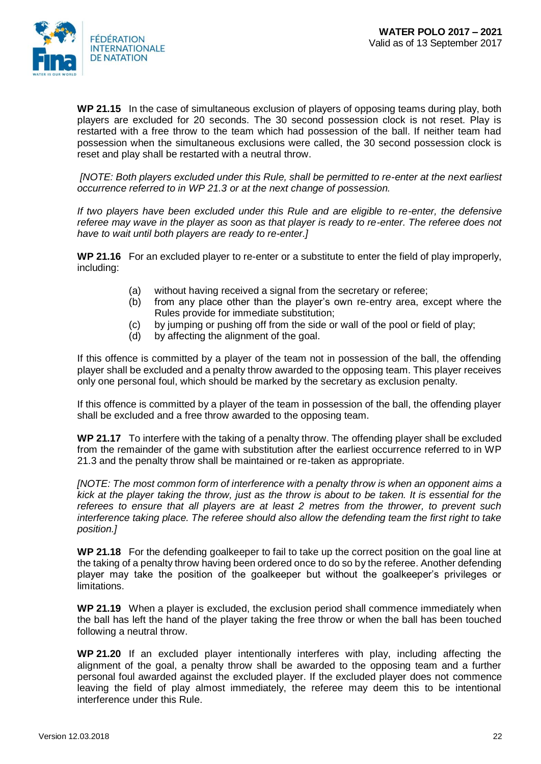**WP 21.15** In the case of simultaneous exclusion of players of opposing teams during play, both players are excluded for 20 seconds. The 30 second possession clock is not reset. Play is restarted with a free throw to the team which had possession of the ball. If neither team had possession when the simultaneous exclusions were called, the 30 second possession clock is reset and play shall be restarted with a neutral throw.

*[NOTE: Both players excluded under this Rule, shall be permitted to re-enter at the next earliest occurrence referred to in WP 21.3 or at the next change of possession.*

*If two players have been excluded under this Rule and are eligible to re-enter, the defensive referee may wave in the player as soon as that player is ready to re-enter. The referee does not have to wait until both players are ready to re-enter.]*

**WP 21.16** For an excluded player to re-enter or a substitute to enter the field of play improperly, including:

- (a) without having received a signal from the secretary or referee;
- (b) from any place other than the player's own re-entry area, except where the Rules provide for immediate substitution;
- (c) by jumping or pushing off from the side or wall of the pool or field of play;
- (d) by affecting the alignment of the goal.

If this offence is committed by a player of the team not in possession of the ball, the offending player shall be excluded and a penalty throw awarded to the opposing team. This player receives only one personal foul, which should be marked by the secretary as exclusion penalty.

If this offence is committed by a player of the team in possession of the ball, the offending player shall be excluded and a free throw awarded to the opposing team.

**WP 21.17** To interfere with the taking of a penalty throw. The offending player shall be excluded from the remainder of the game with substitution after the earliest occurrence referred to in WP 21.3 and the penalty throw shall be maintained or re-taken as appropriate.

*[NOTE: The most common form of interference with a penalty throw is when an opponent aims a kick at the player taking the throw, just as the throw is about to be taken. It is essential for the referees to ensure that all players are at least 2 metres from the thrower, to prevent such interference taking place. The referee should also allow the defending team the first right to take position.]*

**WP 21.18** For the defending goalkeeper to fail to take up the correct position on the goal line at the taking of a penalty throw having been ordered once to do so by the referee. Another defending player may take the position of the goalkeeper but without the goalkeeper's privileges or limitations.

**WP 21.19** When a player is excluded, the exclusion period shall commence immediately when the ball has left the hand of the player taking the free throw or when the ball has been touched following a neutral throw.

**WP 21.20** If an excluded player intentionally interferes with play, including affecting the alignment of the goal, a penalty throw shall be awarded to the opposing team and a further personal foul awarded against the excluded player. If the excluded player does not commence leaving the field of play almost immediately, the referee may deem this to be intentional interference under this Rule.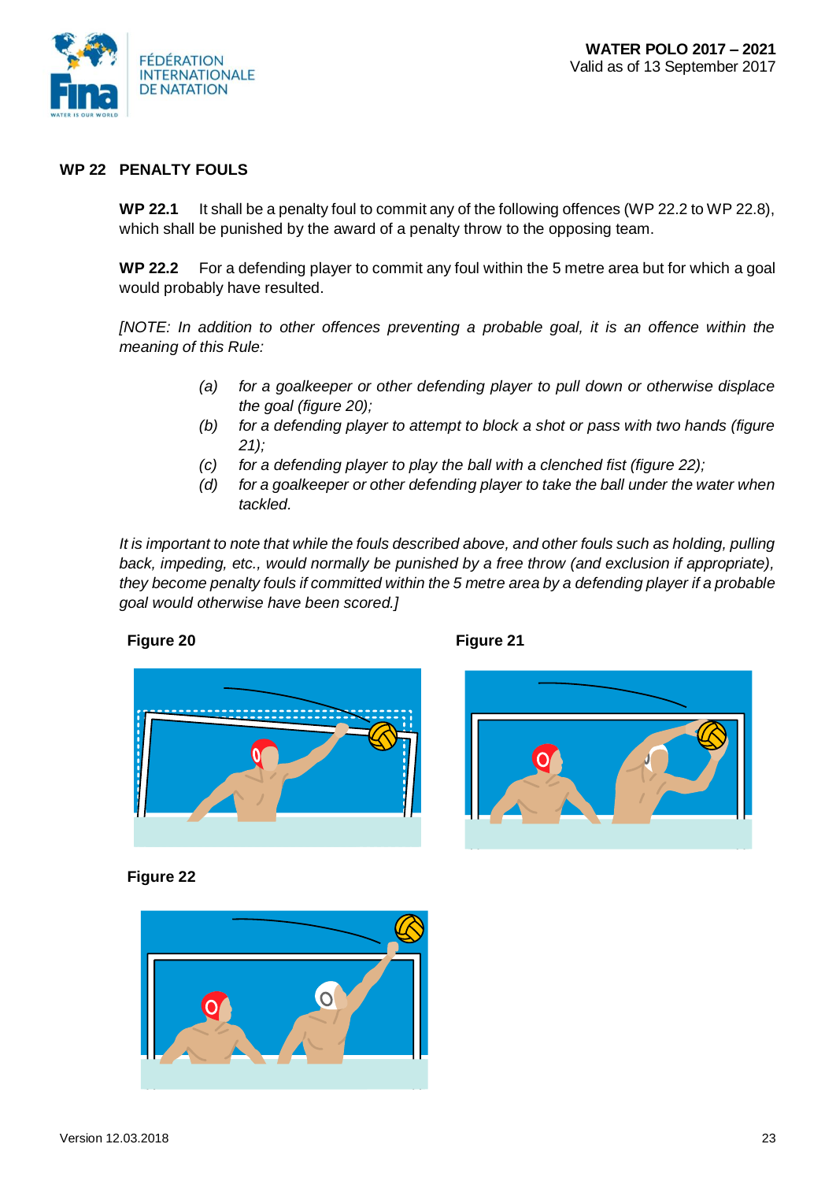## WP 22 PENALTY FOULS

**WP 22.1** It shall be a penalty foul to commit any of the following offences (WP 22.2 to WP 22.8), which shall be punished by the award of a penalty throw to the opposing team.

**WP 22.2** For a defending player to commit any foul within the 5 metre area but for which a goal would probably have resulted.

*[NOTE: In addition to other offences preventing a probable goal, it is an offence within the meaning of this Rule:*

*(a) for a goalkeeper or other defending player to pull down or otherwise displace the goal (figure 20);*
*(b) for a defending player to attempt to block a shot or pass with two hands (figure 21);*
*(c) for a defending player to play the ball with a clenched fist (figure 22);*
*(d) for a goalkeeper or other defending player to take the ball under the water when tackled.*

*It is important to note that while the fouls described above, and other fouls such as holding, pulling back, impeding, etc., would normally be punished by a free throw (and exclusion if appropriate), they become penalty fouls if committed within the 5 metre area by a defending player if a probable goal would otherwise have been scored.]*

**Figure 20**

**Figure 21**

**Figure 22**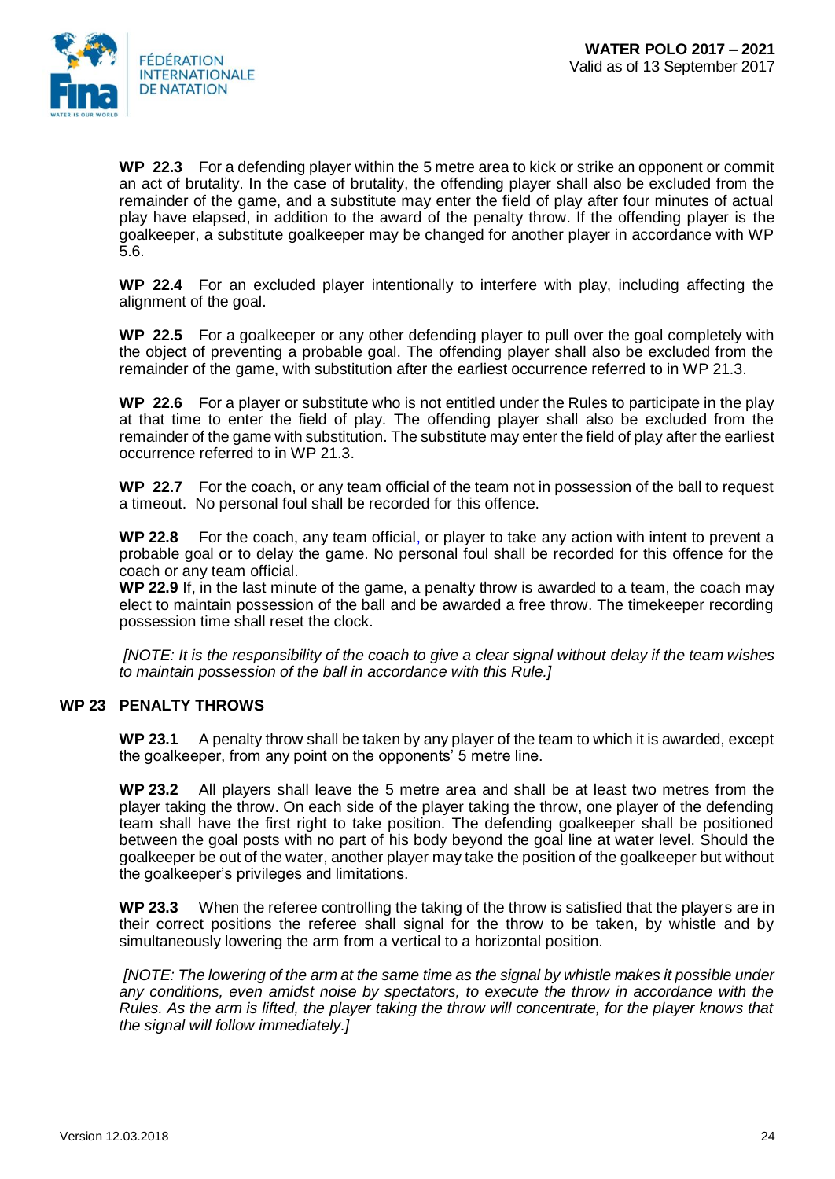**WP 22.3** For a defending player within the 5 metre area to kick or strike an opponent or commit an act of brutality. In the case of brutality, the offending player shall also be excluded from the remainder of the game, and a substitute may enter the field of play after four minutes of actual play have elapsed, in addition to the award of the penalty throw. If the offending player is the goalkeeper, a substitute goalkeeper may be changed for another player in accordance with WP 5.6.

**WP 22.4** For an excluded player intentionally to interfere with play, including affecting the alignment of the goal.

**WP 22.5** For a goalkeeper or any other defending player to pull over the goal completely with the object of preventing a probable goal. The offending player shall also be excluded from the remainder of the game, with substitution after the earliest occurrence referred to in WP 21.3.

**WP 22.6** For a player or substitute who is not entitled under the Rules to participate in the play at that time to enter the field of play. The offending player shall also be excluded from the remainder of the game with substitution. The substitute may enter the field of play after the earliest occurrence referred to in WP 21.3.

**WP 22.7** For the coach, or any team official of the team not in possession of the ball to request a timeout. No personal foul shall be recorded for this offence.

**WP 22.8** For the coach, any team official, or player to take any action with intent to prevent a probable goal or to delay the game. No personal foul shall be recorded for this offence for the coach or any team official.

**WP 22.9** If, in the last minute of the game, a penalty throw is awarded to a team, the coach may elect to maintain possession of the ball and be awarded a free throw. The timekeeper recording possession time shall reset the clock.

*[NOTE: It is the responsibility of the coach to give a clear signal without delay if the team wishes to maintain possession of the ball in accordance with this Rule.]*

## WP 23 PENALTY THROWS

**WP 23.1** A penalty throw shall be taken by any player of the team to which it is awarded, except the goalkeeper, from any point on the opponents' 5 metre line.

**WP 23.2** All players shall leave the 5 metre area and shall be at least two metres from the player taking the throw. On each side of the player taking the throw, one player of the defending team shall have the first right to take position. The defending goalkeeper shall be positioned between the goal posts with no part of his body beyond the goal line at water level. Should the goalkeeper be out of the water, another player may take the position of the goalkeeper but without the goalkeeper's privileges and limitations.

**WP 23.3** When the referee controlling the taking of the throw is satisfied that the players are in their correct positions the referee shall signal for the throw to be taken, by whistle and by simultaneously lowering the arm from a vertical to a horizontal position.

*[NOTE: The lowering of the arm at the same time as the signal by whistle makes it possible under any conditions, even amidst noise by spectators, to execute the throw in accordance with the Rules. As the arm is lifted, the player taking the throw will concentrate, for the player knows that the signal will follow immediately.]*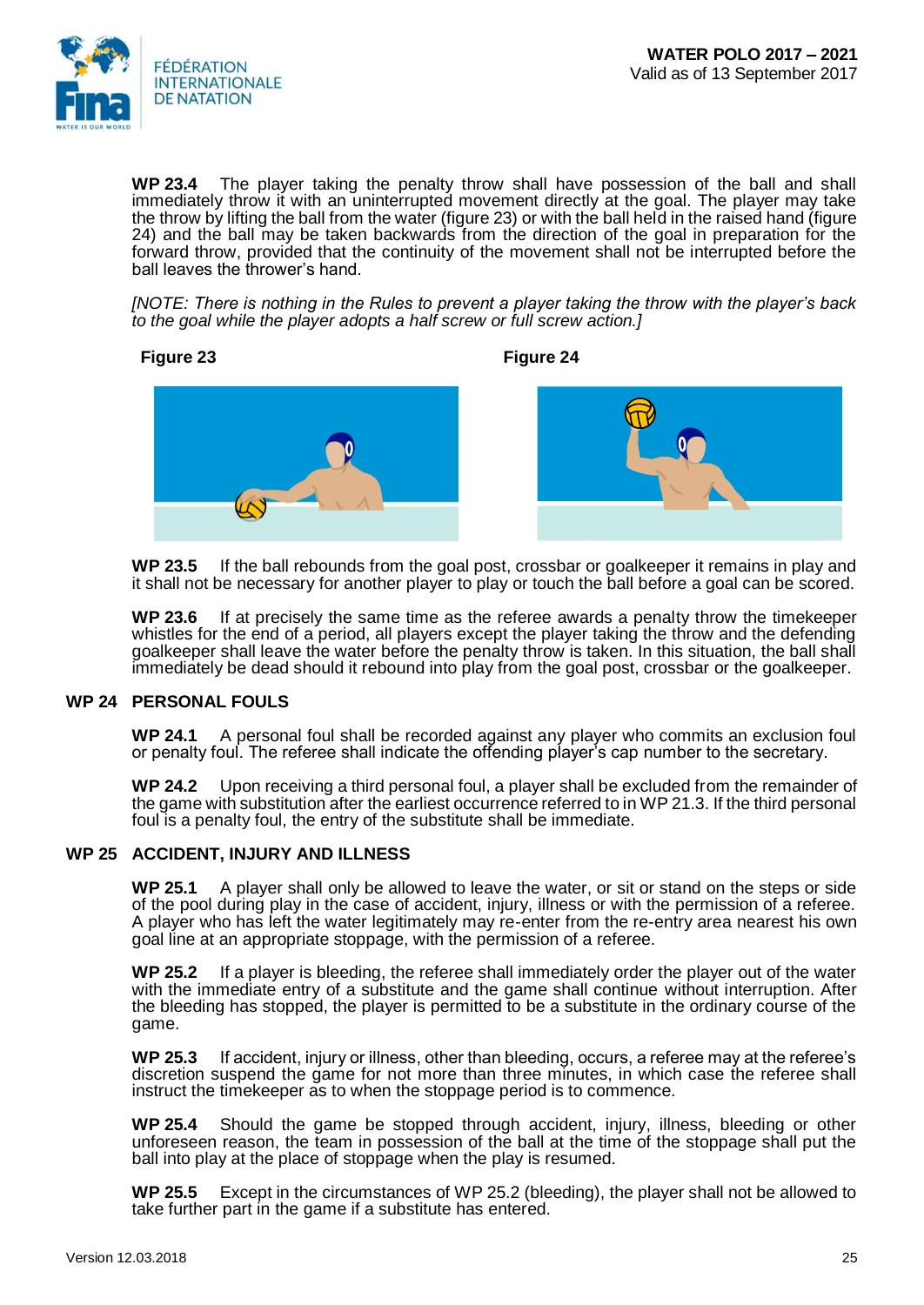**WP 23.4** The player taking the penalty throw shall have possession of the ball and shall immediately throw it with an uninterrupted movement directly at the goal. The player may take the throw by lifting the ball from the water (figure 23) or with the ball held in the raised hand (figure 24) and the ball may be taken backwards from the direction of the goal in preparation for the forward throw, provided that the continuity of the movement shall not be interrupted before the ball leaves the thrower's hand.

*[NOTE: There is nothing in the Rules to prevent a player taking the throw with the player's back to the goal while the player adopts a half screw or full screw action.]*

**Figure 23** **Figure 24**

**WP 23.5** If the ball rebounds from the goal post, crossbar or goalkeeper it remains in play and it shall not be necessary for another player to play or touch the ball before a goal can be scored.

**WP 23.6** If at precisely the same time as the referee awards a penalty throw the timekeeper whistles for the end of a period, all players except the player taking the throw and the defending goalkeeper shall leave the water before the penalty throw is taken. In this situation, the ball shall immediately be dead should it rebound into play from the goal post, crossbar or the goalkeeper.

## WP 24 PERSONAL FOULS

**WP 24.1** A personal foul shall be recorded against any player who commits an exclusion foul or penalty foul. The referee shall indicate the offending player's cap number to the secretary.

**WP 24.2** Upon receiving a third personal foul, a player shall be excluded from the remainder of the game with substitution after the earliest occurrence referred to in WP 21.3. If the third personal foul is a penalty foul, the entry of the substitute shall be immediate.

## WP 25 ACCIDENT, INJURY AND ILLNESS

**WP 25.1** A player shall only be allowed to leave the water, or sit or stand on the steps or side of the pool during play in the case of accident, injury, illness or with the permission of a referee. A player who has left the water legitimately may re-enter from the re-entry area nearest his own goal line at an appropriate stoppage, with the permission of a referee.

**WP 25.2** If a player is bleeding, the referee shall immediately order the player out of the water with the immediate entry of a substitute and the game shall continue without interruption. After the bleeding has stopped, the player is permitted to be a substitute in the ordinary course of the game.

**WP 25.3** If accident, injury or illness, other than bleeding, occurs, a referee may at the referee's discretion suspend the game for not more than three minutes, in which case the referee shall instruct the timekeeper as to when the stoppage period is to commence.

**WP 25.4** Should the game be stopped through accident, injury, illness, bleeding or other unforeseen reason, the team in possession of the ball at the time of the stoppage shall put the ball into play at the place of stoppage when the play is resumed.

**WP 25.5** Except in the circumstances of WP 25.2 (bleeding), the player shall not be allowed to take further part in the game if a substitute has entered.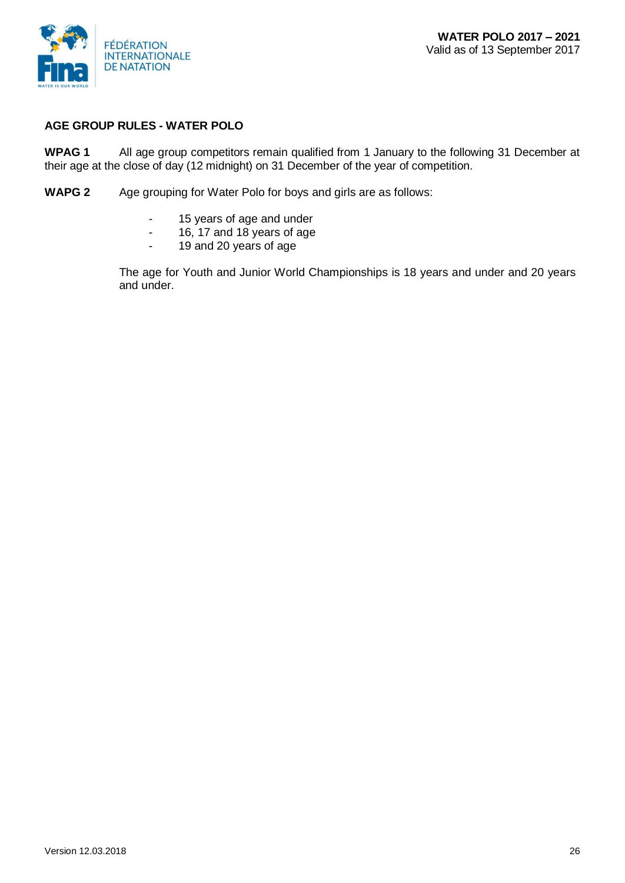## AGE GROUP RULES - WATER POLO

**WPAG 1** All age group competitors remain qualified from 1 January to the following 31 December at their age at the close of day (12 midnight) on 31 December of the year of competition.

**WAPG 2** Age grouping for Water Polo for boys and girls are as follows:

- 15 years of age and under
- 16, 17 and 18 years of age
- 19 and 20 years of age

The age for Youth and Junior World Championships is 18 years and under and 20 years and under.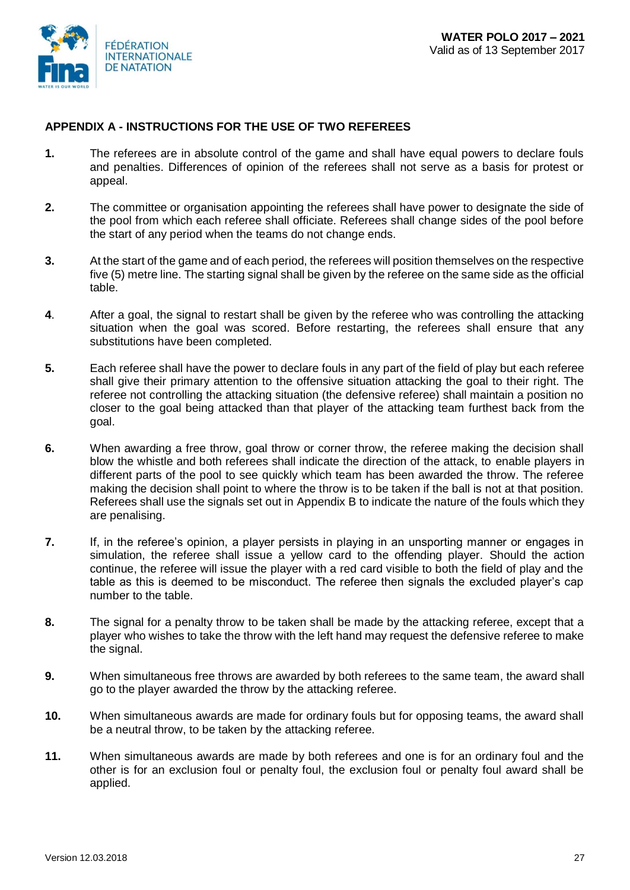## APPENDIX A - INSTRUCTIONS FOR THE USE OF TWO REFEREES

**1.** The referees are in absolute control of the game and shall have equal powers to declare fouls and penalties. Differences of opinion of the referees shall not serve as a basis for protest or appeal.

**2.** The committee or organisation appointing the referees shall have power to designate the side of the pool from which each referee shall officiate. Referees shall change sides of the pool before the start of any period when the teams do not change ends.

**3.** At the start of the game and of each period, the referees will position themselves on the respective five (5) metre line. The starting signal shall be given by the referee on the same side as the official table.

**4**. After a goal, the signal to restart shall be given by the referee who was controlling the attacking situation when the goal was scored. Before restarting, the referees shall ensure that any substitutions have been completed.

**5.** Each referee shall have the power to declare fouls in any part of the field of play but each referee shall give their primary attention to the offensive situation attacking the goal to their right. The referee not controlling the attacking situation (the defensive referee) shall maintain a position no closer to the goal being attacked than that player of the attacking team furthest back from the goal.

**6.** When awarding a free throw, goal throw or corner throw, the referee making the decision shall blow the whistle and both referees shall indicate the direction of the attack, to enable players in different parts of the pool to see quickly which team has been awarded the throw. The referee making the decision shall point to where the throw is to be taken if the ball is not at that position. Referees shall use the signals set out in Appendix B to indicate the nature of the fouls which they are penalising.

**7.** If, in the referee's opinion, a player persists in playing in an unsporting manner or engages in simulation, the referee shall issue a yellow card to the offending player. Should the action continue, the referee will issue the player with a red card visible to both the field of play and the table as this is deemed to be misconduct. The referee then signals the excluded player's cap number to the table.

**8.** The signal for a penalty throw to be taken shall be made by the attacking referee, except that a player who wishes to take the throw with the left hand may request the defensive referee to make the signal.

**9.** When simultaneous free throws are awarded by both referees to the same team, the award shall go to the player awarded the throw by the attacking referee.

**10.** When simultaneous awards are made for ordinary fouls but for opposing teams, the award shall be a neutral throw, to be taken by the attacking referee.

**11.** When simultaneous awards are made by both referees and one is for an ordinary foul and the other is for an exclusion foul or penalty foul, the exclusion foul or penalty foul award shall be applied.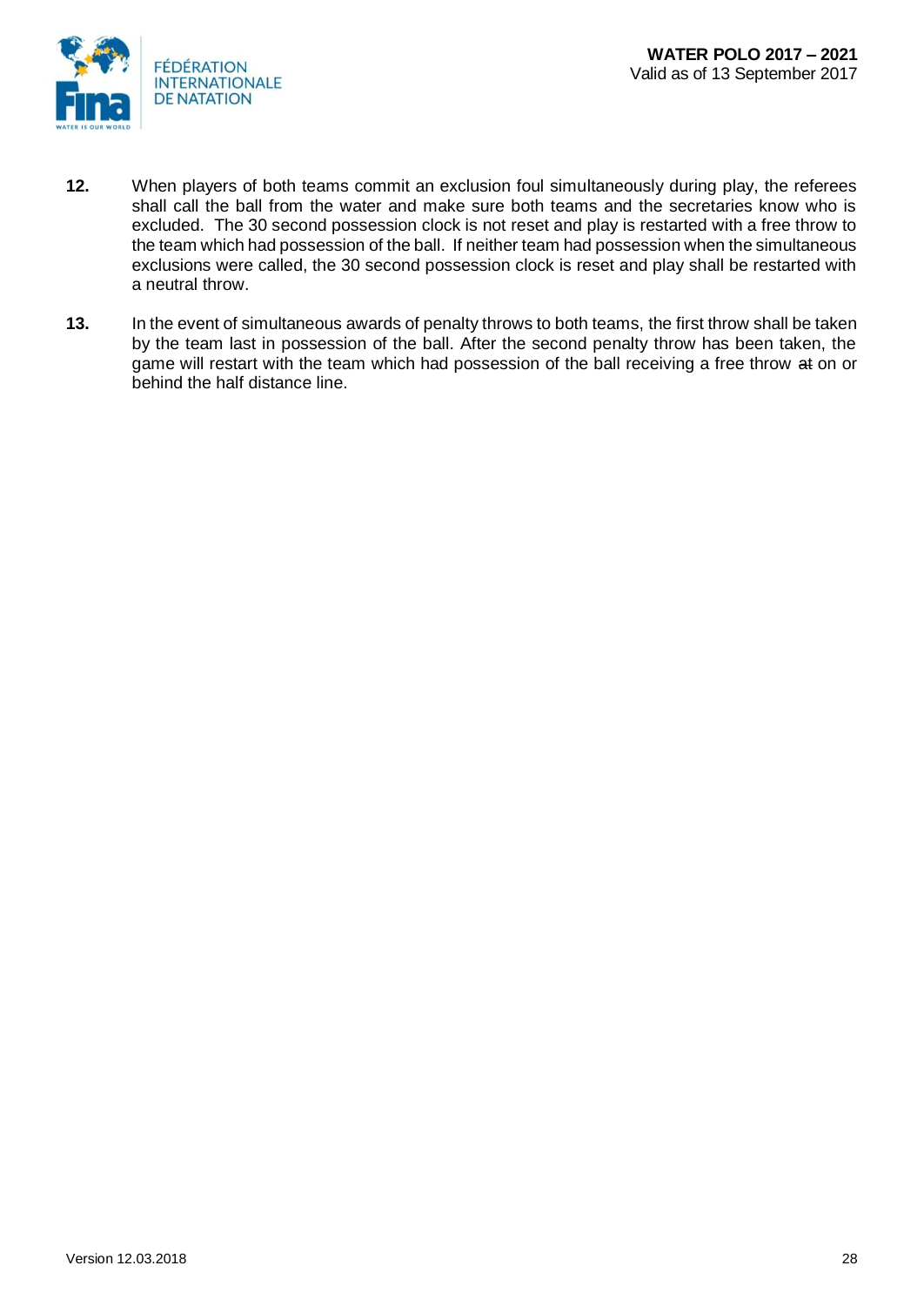**12.** When players of both teams commit an exclusion foul simultaneously during play, the referees shall call the ball from the water and make sure both teams and the secretaries know who is excluded. The 30 second possession clock is not reset and play is restarted with a free throw to the team which had possession of the ball. If neither team had possession when the simultaneous exclusions were called, the 30 second possession clock is reset and play shall be restarted with a neutral throw.

**13.** In the event of simultaneous awards of penalty throws to both teams, the first throw shall be taken by the team last in possession of the ball. After the second penalty throw has been taken, the game will restart with the team which had possession of the ball receiving a free throw ~~at~~ on or behind the half distance line.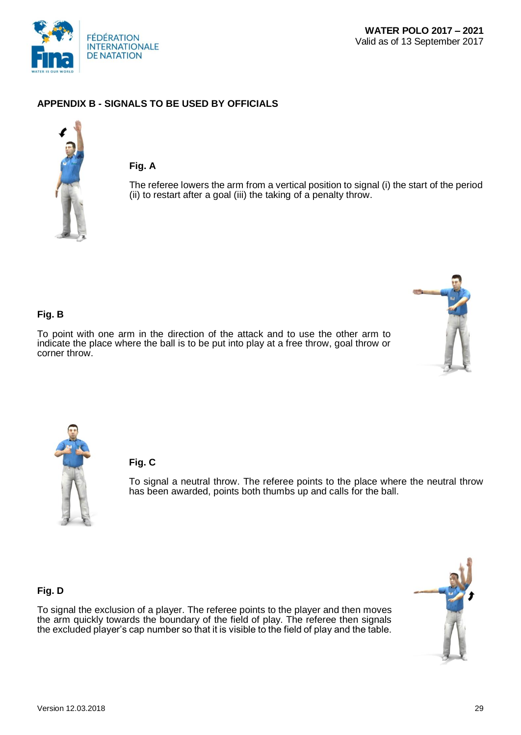## APPENDIX B - SIGNALS TO BE USED BY OFFICIALS

**Fig. A**

The referee lowers the arm from a vertical position to signal (i) the start of the period (ii) to restart after a goal (iii) the taking of a penalty throw.

**Fig. B**

To point with one arm in the direction of the attack and to use the other arm to indicate the place where the ball is to be put into play at a free throw, goal throw or corner throw.

**Fig. C**

To signal a neutral throw. The referee points to the place where the neutral throw has been awarded, points both thumbs up and calls for the ball.

**Fig. D**

To signal the exclusion of a player. The referee points to the player and then moves the arm quickly towards the boundary of the field of play. The referee then signals the excluded player's cap number so that it is visible to the field of play and the table.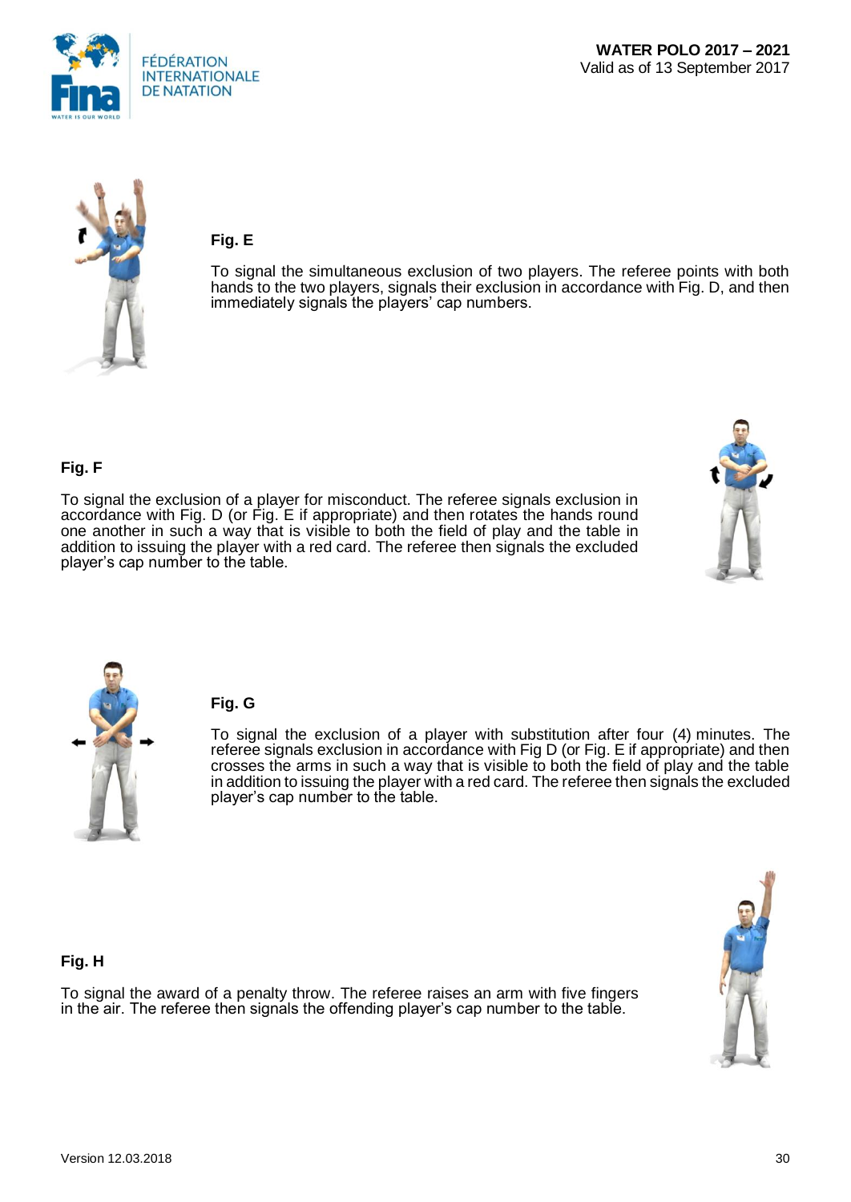**Fig. E**

To signal the simultaneous exclusion of two players. The referee points with both hands to the two players, signals their exclusion in accordance with Fig. D, and then immediately signals the players' cap numbers.

**Fig. F**

To signal the exclusion of a player for misconduct. The referee signals exclusion in accordance with Fig. D (or Fig. E if appropriate) and then rotates the hands round one another in such a way that is visible to both the field of play and the table in addition to issuing the player with a red card. The referee then signals the excluded player's cap number to the table.

**Fig. G**

To signal the exclusion of a player with substitution after four (4) minutes. The referee signals exclusion in accordance with Fig D (or Fig. E if appropriate) and then crosses the arms in such a way that is visible to both the field of play and the table in addition to issuing the player with a red card. The referee then signals the excluded player's cap number to the table.

**Fig. H**

To signal the award of a penalty throw. The referee raises an arm with five fingers in the air. The referee then signals the offending player's cap number to the table.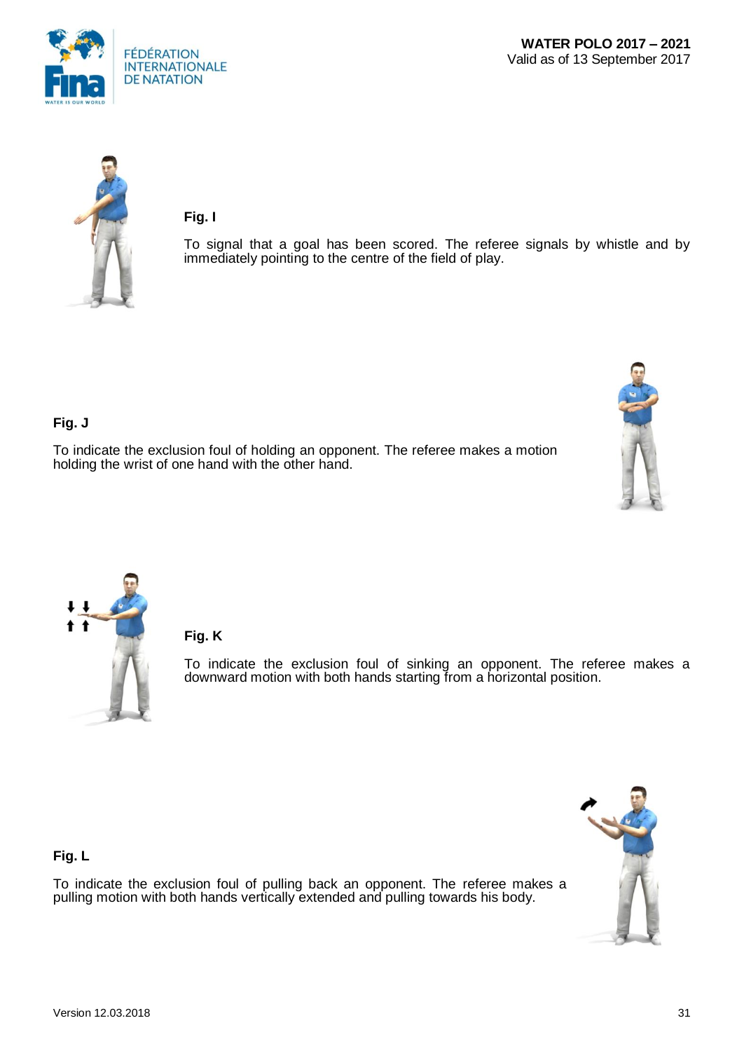**Fig. I**

To signal that a goal has been scored. The referee signals by whistle and by immediately pointing to the centre of the field of play.

**Fig. J**

To indicate the exclusion foul of holding an opponent. The referee makes a motion holding the wrist of one hand with the other hand.

**Fig. K**

To indicate the exclusion foul of sinking an opponent. The referee makes a downward motion with both hands starting from a horizontal position.

**Fig. L**

To indicate the exclusion foul of pulling back an opponent. The referee makes a pulling motion with both hands vertically extended and pulling towards his body.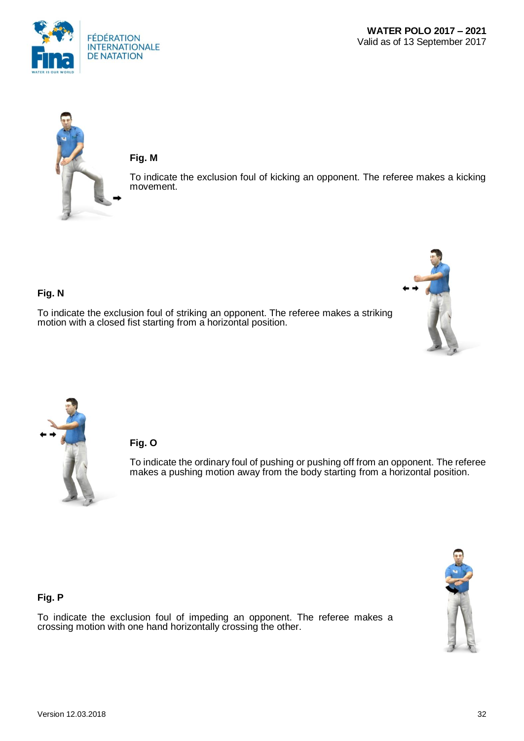**Fig. M**

To indicate the exclusion foul of kicking an opponent. The referee makes a kicking movement.

**Fig. N**

To indicate the exclusion foul of striking an opponent. The referee makes a striking motion with a closed fist starting from a horizontal position.

**Fig. O**

To indicate the ordinary foul of pushing or pushing off from an opponent. The referee makes a pushing motion away from the body starting from a horizontal position.

**Fig. P**

To indicate the exclusion foul of impeding an opponent. The referee makes a crossing motion with one hand horizontally crossing the other.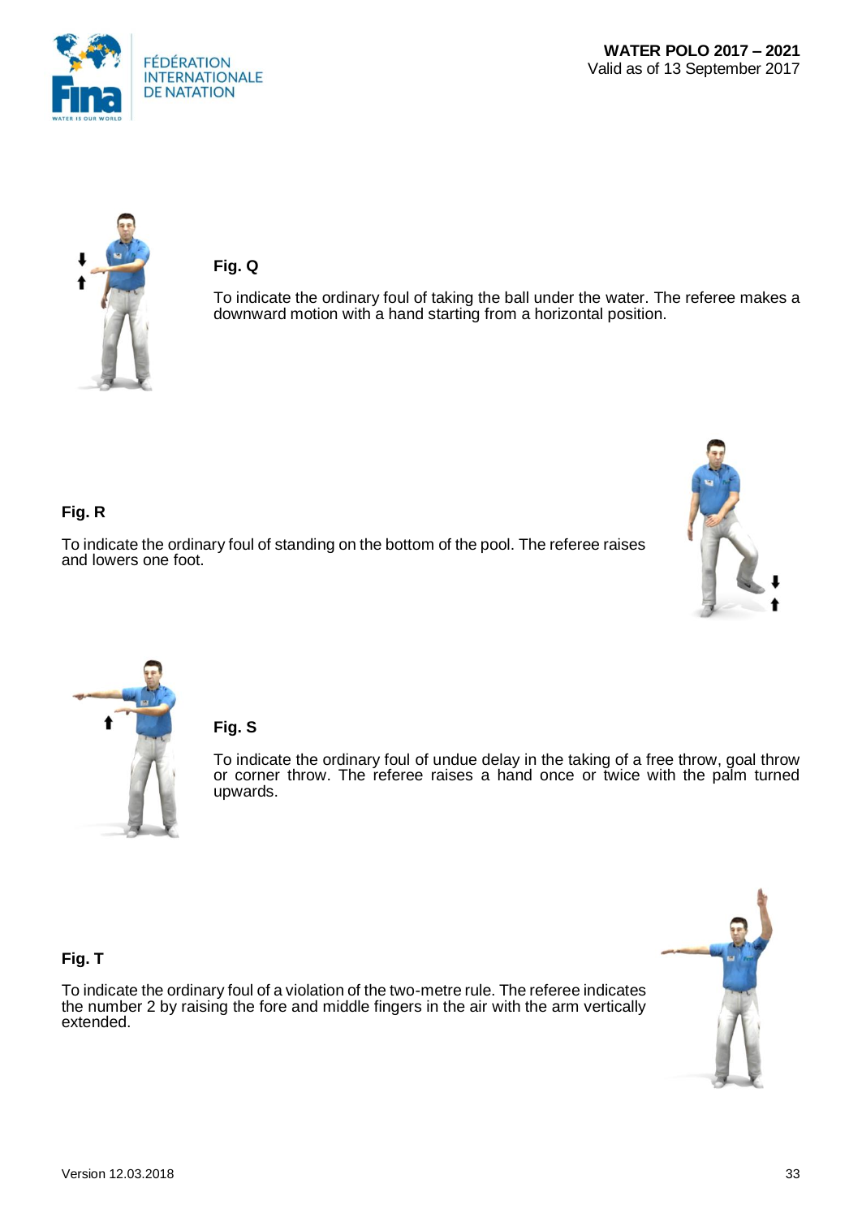**Fig. Q**

To indicate the ordinary foul of taking the ball under the water. The referee makes a downward motion with a hand starting from a horizontal position.

**Fig. R**

To indicate the ordinary foul of standing on the bottom of the pool. The referee raises and lowers one foot.

**Fig. S**

To indicate the ordinary foul of undue delay in the taking of a free throw, goal throw or corner throw. The referee raises a hand once or twice with the palm turned upwards.

**Fig. T**

To indicate the ordinary foul of a violation of the two-metre rule. The referee indicates the number 2 by raising the fore and middle fingers in the air with the arm vertically extended.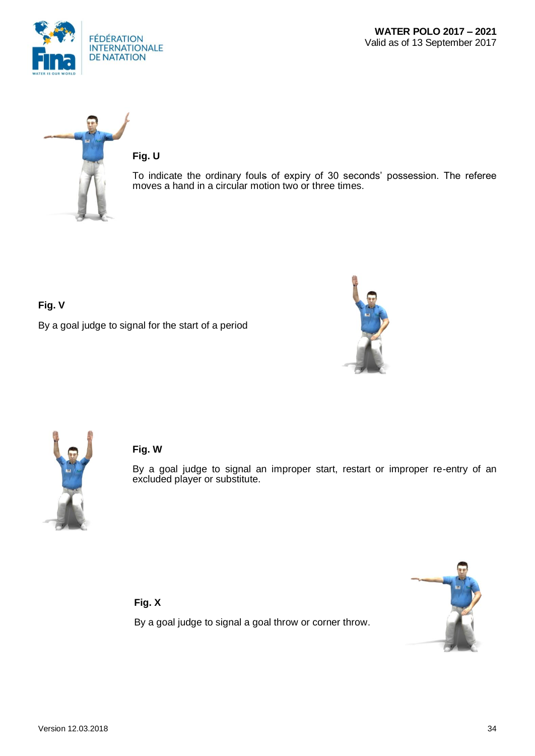**Fig. U**

To indicate the ordinary fouls of expiry of 30 seconds' possession. The referee moves a hand in a circular motion two or three times.

**Fig. V**

By a goal judge to signal for the start of a period

**Fig. W**

By a goal judge to signal an improper start, restart or improper re-entry of an excluded player or substitute.

**Fig. X**

By a goal judge to signal a goal throw or corner throw.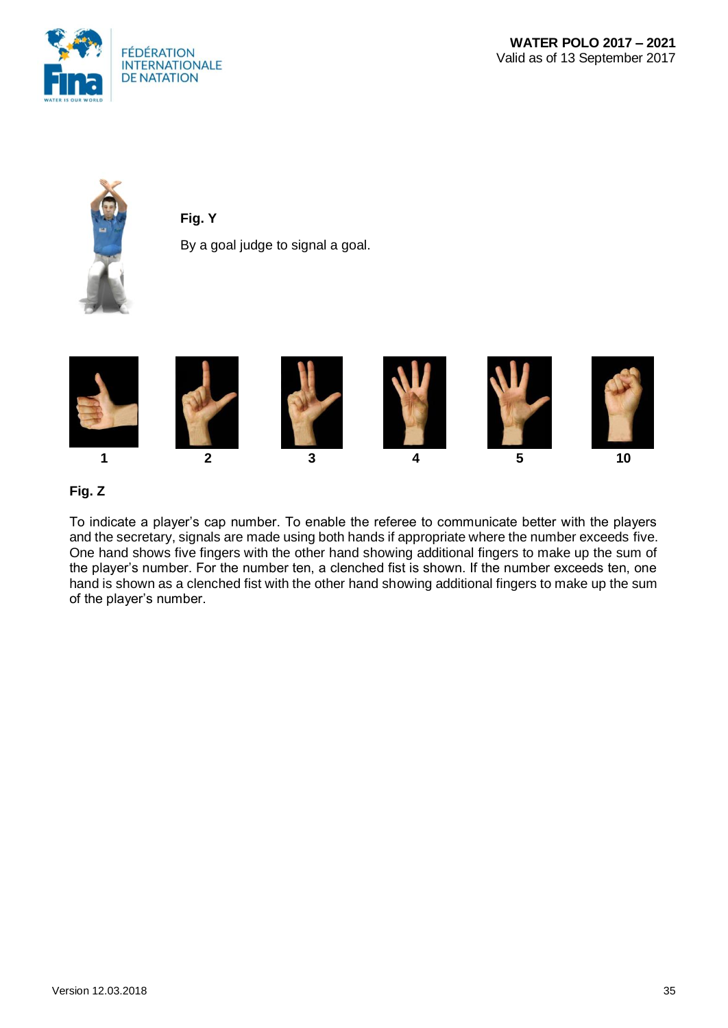**Fig. Y**

By a goal judge to signal a goal.

1 2 3 4 5 10

**Fig. Z**

To indicate a player's cap number. To enable the referee to communicate better with the players and the secretary, signals are made using both hands if appropriate where the number exceeds five. One hand shows five fingers with the other hand showing additional fingers to make up the sum of the player's number. For the number ten, a clenched fist is shown. If the number exceeds ten, one hand is shown as a clenched fist with the other hand showing additional fingers to make up the sum of the player's number.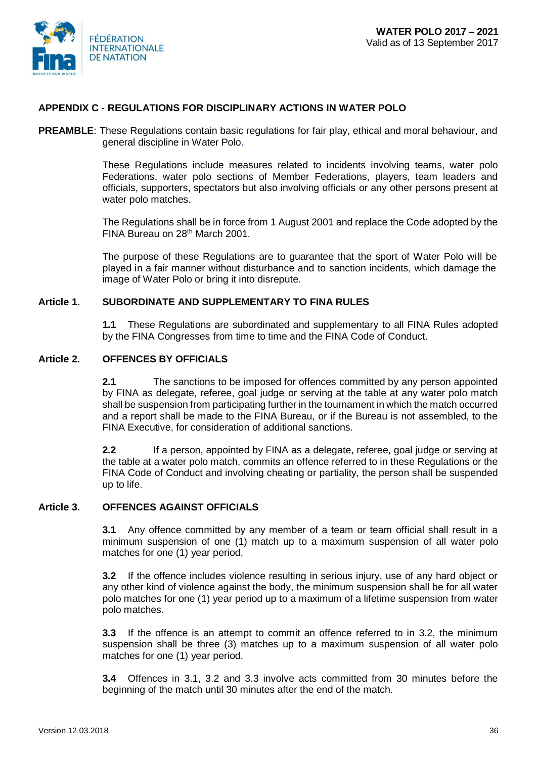## APPENDIX C - REGULATIONS FOR DISCIPLINARY ACTIONS IN WATER POLO

**PREAMBLE**: These Regulations contain basic regulations for fair play, ethical and moral behaviour, and general discipline in Water Polo.

These Regulations include measures related to incidents involving teams, water polo Federations, water polo sections of Member Federations, players, team leaders and officials, supporters, spectators but also involving officials or any other persons present at water polo matches.

The Regulations shall be in force from 1 August 2001 and replace the Code adopted by the FINA Bureau on 28th March 2001.

The purpose of these Regulations are to guarantee that the sport of Water Polo will be played in a fair manner without disturbance and to sanction incidents, which damage the image of Water Polo or bring it into disrepute.

### Article 1. SUBORDINATE AND SUPPLEMENTARY TO FINA RULES

**1.1** These Regulations are subordinated and supplementary to all FINA Rules adopted by the FINA Congresses from time to time and the FINA Code of Conduct.

### Article 2. OFFENCES BY OFFICIALS

**2.1** The sanctions to be imposed for offences committed by any person appointed by FINA as delegate, referee, goal judge or serving at the table at any water polo match shall be suspension from participating further in the tournament in which the match occurred and a report shall be made to the FINA Bureau, or if the Bureau is not assembled, to the FINA Executive, for consideration of additional sanctions.

**2.2** If a person, appointed by FINA as a delegate, referee, goal judge or serving at the table at a water polo match, commits an offence referred to in these Regulations or the FINA Code of Conduct and involving cheating or partiality, the person shall be suspended up to life.

### Article 3. OFFENCES AGAINST OFFICIALS

**3.1** Any offence committed by any member of a team or team official shall result in a minimum suspension of one (1) match up to a maximum suspension of all water polo matches for one (1) year period.

**3.2** If the offence includes violence resulting in serious injury, use of any hard object or any other kind of violence against the body, the minimum suspension shall be for all water polo matches for one (1) year period up to a maximum of a lifetime suspension from water polo matches.

**3.3** If the offence is an attempt to commit an offence referred to in 3.2, the minimum suspension shall be three (3) matches up to a maximum suspension of all water polo matches for one (1) year period.

**3.4** Offences in 3.1, 3.2 and 3.3 involve acts committed from 30 minutes before the beginning of the match until 30 minutes after the end of the match.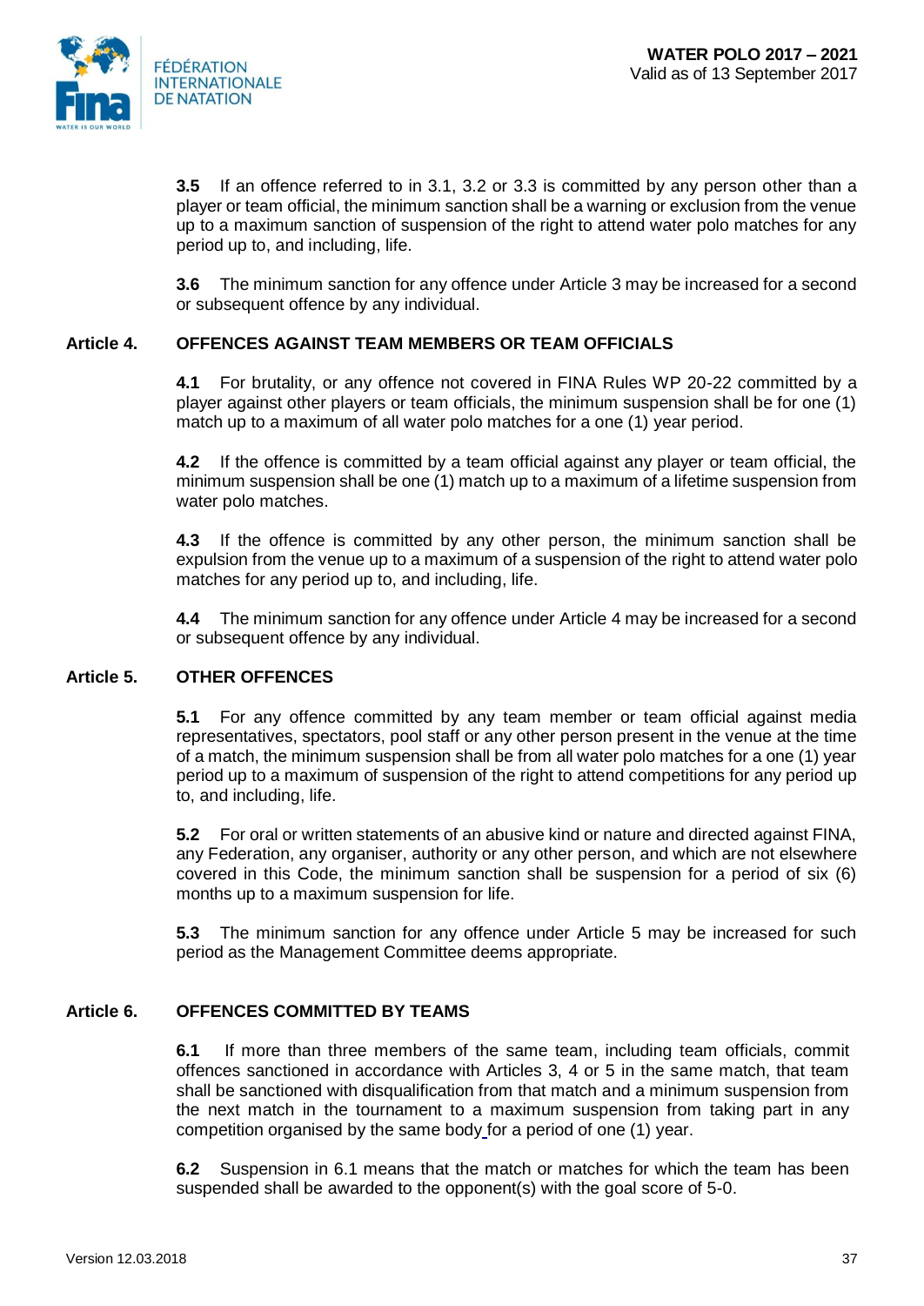**3.5** If an offence referred to in 3.1, 3.2 or 3.3 is committed by any person other than a player or team official, the minimum sanction shall be a warning or exclusion from the venue up to a maximum sanction of suspension of the right to attend water polo matches for any period up to, and including, life.

**3.6** The minimum sanction for any offence under Article 3 may be increased for a second or subsequent offence by any individual.

## Article 4. OFFENCES AGAINST TEAM MEMBERS OR TEAM OFFICIALS

**4.1** For brutality, or any offence not covered in FINA Rules WP 20-22 committed by a player against other players or team officials, the minimum suspension shall be for one (1) match up to a maximum of all water polo matches for a one (1) year period.

**4.2** If the offence is committed by a team official against any player or team official, the minimum suspension shall be one (1) match up to a maximum of a lifetime suspension from water polo matches.

**4.3** If the offence is committed by any other person, the minimum sanction shall be expulsion from the venue up to a maximum of a suspension of the right to attend water polo matches for any period up to, and including, life.

**4.4** The minimum sanction for any offence under Article 4 may be increased for a second or subsequent offence by any individual.

## Article 5. OTHER OFFENCES

**5.1** For any offence committed by any team member or team official against media representatives, spectators, pool staff or any other person present in the venue at the time of a match, the minimum suspension shall be from all water polo matches for a one (1) year period up to a maximum of suspension of the right to attend competitions for any period up to, and including, life.

**5.2** For oral or written statements of an abusive kind or nature and directed against FINA, any Federation, any organiser, authority or any other person, and which are not elsewhere covered in this Code, the minimum sanction shall be suspension for a period of six (6) months up to a maximum suspension for life.

**5.3** The minimum sanction for any offence under Article 5 may be increased for such period as the Management Committee deems appropriate.

## Article 6. OFFENCES COMMITTED BY TEAMS

**6.1** If more than three members of the same team, including team officials, commit offences sanctioned in accordance with Articles 3, 4 or 5 in the same match, that team shall be sanctioned with disqualification from that match and a minimum suspension from the next match in the tournament to a maximum suspension from taking part in any competition organised by the same body for a period of one (1) year.

**6.2** Suspension in 6.1 means that the match or matches for which the team has been suspended shall be awarded to the opponent(s) with the goal score of 5-0.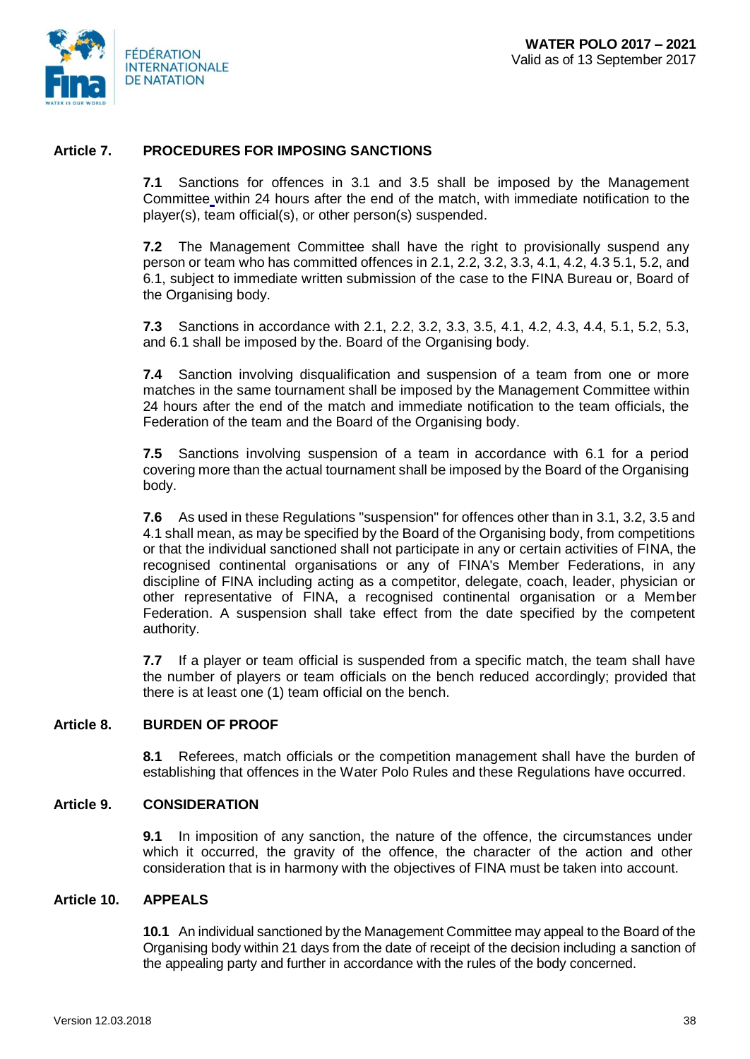## Article 7. PROCEDURES FOR IMPOSING SANCTIONS

**7.1** Sanctions for offences in 3.1 and 3.5 shall be imposed by the Management Committee within 24 hours after the end of the match, with immediate notification to the player(s), team official(s), or other person(s) suspended.

**7.2** The Management Committee shall have the right to provisionally suspend any person or team who has committed offences in 2.1, 2.2, 3.2, 3.3, 4.1, 4.2, 4.3 5.1, 5.2, and 6.1, subject to immediate written submission of the case to the FINA Bureau or, Board of the Organising body.

**7.3** Sanctions in accordance with 2.1, 2.2, 3.2, 3.3, 3.5, 4.1, 4.2, 4.3, 4.4, 5.1, 5.2, 5.3, and 6.1 shall be imposed by the. Board of the Organising body.

**7.4** Sanction involving disqualification and suspension of a team from one or more matches in the same tournament shall be imposed by the Management Committee within 24 hours after the end of the match and immediate notification to the team officials, the Federation of the team and the Board of the Organising body.

**7.5** Sanctions involving suspension of a team in accordance with 6.1 for a period covering more than the actual tournament shall be imposed by the Board of the Organising body.

**7.6** As used in these Regulations "suspension" for offences other than in 3.1, 3.2, 3.5 and 4.1 shall mean, as may be specified by the Board of the Organising body, from competitions or that the individual sanctioned shall not participate in any or certain activities of FINA, the recognised continental organisations or any of FINA's Member Federations, in any discipline of FINA including acting as a competitor, delegate, coach, leader, physician or other representative of FINA, a recognised continental organisation or a Member Federation. A suspension shall take effect from the date specified by the competent authority.

**7.7** If a player or team official is suspended from a specific match, the team shall have the number of players or team officials on the bench reduced accordingly; provided that there is at least one (1) team official on the bench.

## Article 8. BURDEN OF PROOF

**8.1** Referees, match officials or the competition management shall have the burden of establishing that offences in the Water Polo Rules and these Regulations have occurred.

## Article 9. CONSIDERATION

**9.1** In imposition of any sanction, the nature of the offence, the circumstances under which it occurred, the gravity of the offence, the character of the action and other consideration that is in harmony with the objectives of FINA must be taken into account.

## Article 10. APPEALS

**10.1** An individual sanctioned by the Management Committee may appeal to the Board of the Organising body within 21 days from the date of receipt of the decision including a sanction of the appealing party and further in accordance with the rules of the body concerned.